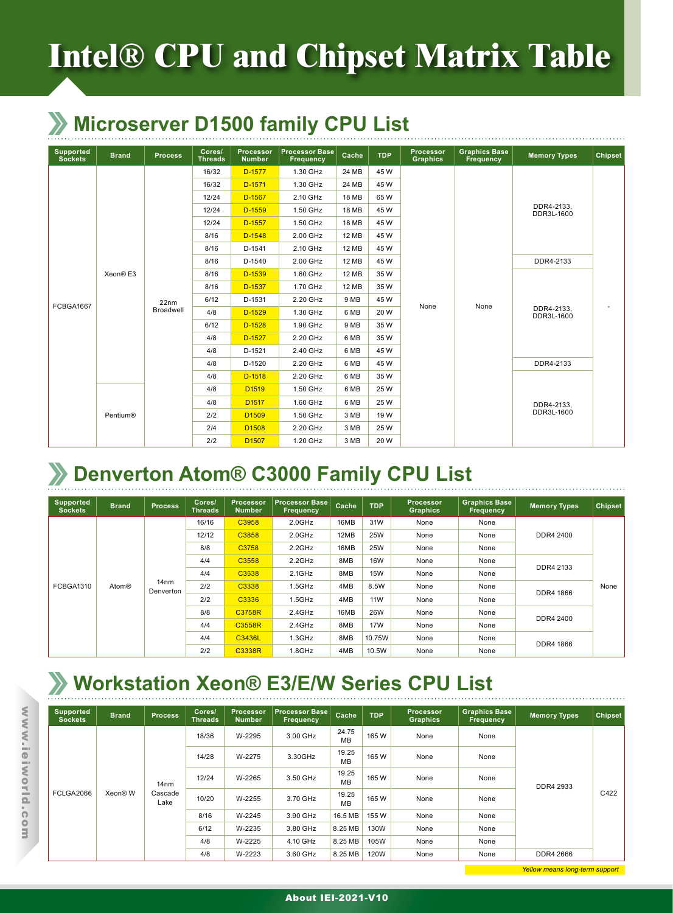# Intel® CPU and Chipset Matrix Table

## Microserver D1500 family CPU List

| Supported Sockets | Brand | Process | Cores/ Threads | Processor Number | Processor Base Frequency | Cache | TDP | Processor Graphics | Graphics Base Frequency | Memory Types | Chipset |
|---|---|---|---|---|---|---|---|---|---|---|---|
| FCBGA1667 | Xeon® E3 | 22nm Broadwell | 16/32 | D-1577 | 1.30 GHz | 24 MB | 45 W | None | None | DDR4-2133, DDR3L-1600 | - |
| | | | 16/32 | D-1571 | 1.30 GHz | 24 MB | 45 W | | | | |
| | | | 12/24 | D-1567 | 2.10 GHz | 18 MB | 65 W | | | | |
| | | | 12/24 | D-1559 | 1.50 GHz | 18 MB | 45 W | | | | |
| | | | 12/24 | D-1557 | 1.50 GHz | 18 MB | 45 W | | | | |
| | | | 8/16 | D-1548 | 2.00 GHz | 12 MB | 45 W | | | | |
| | | | 8/16 | D-1541 | 2.10 GHz | 12 MB | 45 W | | | | |
| | | | 8/16 | D-1540 | 2.00 GHz | 12 MB | 45 W | | | DDR4-2133 | |
| | | | 8/16 | D-1539 | 1.60 GHz | 12 MB | 35 W | | | DDR4-2133, DDR3L-1600 | |
| | | | 8/16 | D-1537 | 1.70 GHz | 12 MB | 35 W | | | | |
| | | | 6/12 | D-1531 | 2.20 GHz | 9 MB | 45 W | | | | |
| | | | 4/8 | D-1529 | 1.30 GHz | 6 MB | 20 W | | | | |
| | | | 6/12 | D-1528 | 1.90 GHz | 9 MB | 35 W | | | | |
| | | | 4/8 | D-1527 | 2.20 GHz | 6 MB | 35 W | | | | |
| | | | 4/8 | D-1521 | 2.40 GHz | 6 MB | 45 W | | | | |
| | | | 4/8 | D-1520 | 2.20 GHz | 6 MB | 45 W | | | DDR4-2133 | |
| | | | 4/8 | D-1518 | 2.20 GHz | 6 MB | 35 W | | | DDR4-2133, DDR3L-1600 | |
| | Pentium® | | 4/8 | D1519 | 1.50 GHz | 6 MB | 25 W | | | | |
| | | | 4/8 | D1517 | 1.60 GHz | 6 MB | 25 W | | | | |
| | | | 2/2 | D1509 | 1.50 GHz | 3 MB | 19 W | | | | |
| | | | 2/4 | D1508 | 2.20 GHz | 3 MB | 25 W | | | | |
| | | | 2/2 | D1507 | 1.20 GHz | 3 MB | 20 W | | | | |

## Denverton Atom® C3000 Family CPU List

| Supported Sockets | Brand | Process | Cores/ Threads | Processor Number | Processor Base Frequency | Cache | TDP | Processor Graphics | Graphics Base Frequency | Memory Types | Chipset |
|---|---|---|---|---|---|---|---|---|---|---|---|
| FCBGA1310 | Atom® | 14nm Denverton | 16/16 | C3958 | 2.0GHz | 16MB | 31W | None | None | DDR4 2400 | None |
| | | | 12/12 | C3858 | 2.0GHz | 12MB | 25W | None | None | | |
| | | | 8/8 | C3758 | 2.2GHz | 16MB | 25W | None | None | | |
| | | | 4/4 | C3558 | 2.2GHz | 8MB | 16W | None | None | DDR4 2133 | |
| | | | 4/4 | C3538 | 2.1GHz | 8MB | 15W | None | None | | |
| | | | 2/2 | C3338 | 1.5GHz | 4MB | 8.5W | None | None | DDR4 1866 | |
| | | | 2/2 | C3336 | 1.5GHz | 4MB | 11W | None | None | | |
| | | | 8/8 | C3758R | 2.4GHz | 16MB | 26W | None | None | DDR4 2400 | |
| | | | 4/4 | C3558R | 2.4GHz | 8MB | 17W | None | None | | |
| | | | 4/4 | C3436L | 1.3GHz | 8MB | 10.75W | None | None | DDR4 1866 | |
| | | | 2/2 | C3338R | 1.8GHz | 4MB | 10.5W | None | None | | |

## Workstation Xeon® E3/E/W Series CPU List

| Supported Sockets | Brand | Process | Cores/ Threads | Processor Number | Processor Base Frequency | Cache | TDP | Processor Graphics | Graphics Base Frequency | Memory Types | Chipset |
|---|---|---|---|---|---|---|---|---|---|---|---|
| FCLGA2066 | Xeon® W | 14nm Cascade Lake | 18/36 | W-2295 | 3.00 GHz | 24.75 MB | 165 W | None | None | DDR4 2933 | C422 |
| | | | 14/28 | W-2275 | 3.30GHz | 19.25 MB | 165 W | None | None | | |
| | | | 12/24 | W-2265 | 3.50 GHz | 19.25 MB | 165 W | None | None | | |
| | | | 10/20 | W-2255 | 3.70 GHz | 19.25 MB | 165 W | None | None | | |
| | | | 8/16 | W-2245 | 3.90 GHz | 16.5 MB | 155 W | None | None | | |
| | | | 6/12 | W-2235 | 3.80 GHz | 8.25 MB | 130W | None | None | | |
| | | | 4/8 | W-2225 | 4.10 GHz | 8.25 MB | 105W | None | None | | |
| | | | 4/8 | W-2223 | 3.60 GHz | 8.25 MB | 120W | None | None | DDR4 2666 | |

*Yellow means long-term support*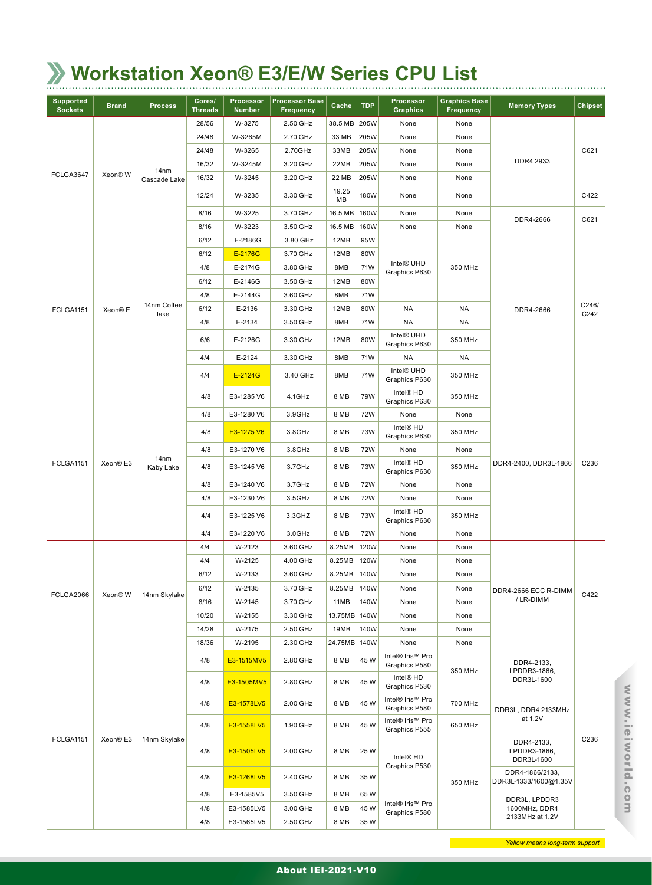# Workstation Xeon® E3/E/W Series CPU List

| Supported Sockets | Brand | Process | Cores/ Threads | Processor Number | Processor Base Frequency | Cache | TDP | Processor Graphics | Graphics Base Frequency | Memory Types | Chipset |
|---|---|---|---|---|---|---|---|---|---|---|---|
| FCLGA3647 | Xeon® W | 14nm Cascade Lake | 28/56 | W-3275 | 2.50 GHz | 38.5 MB | 205W | None | None | DDR4 2933 | C621 |
| | | | 24/48 | W-3265M | 2.70 GHz | 33 MB | 205W | None | None | | |
| | | | 24/48 | W-3265 | 2.70GHz | 33MB | 205W | None | None | | |
| | | | 16/32 | W-3245M | 3.20 GHz | 22MB | 205W | None | None | | |
| | | | 16/32 | W-3245 | 3.20 GHz | 22 MB | 205W | None | None | | |
| | | | 12/24 | W-3235 | 3.30 GHz | 19.25 MB | 180W | None | None | | C422 |
| | | | 8/16 | W-3225 | 3.70 GHz | 16.5 MB | 160W | None | None | DDR4-2666 | C621 |
| | | | 8/16 | W-3223 | 3.50 GHz | 16.5 MB | 160W | None | None | | |
| FCLGA1151 | Xeon® E | 14nm Coffee lake | 6/12 | E-2186G | 3.80 GHz | 12MB | 95W | Intel® UHD Graphics P630 | 350 MHz | DDR4-2666 | C246/ C242 |
| | | | 6/12 | E-2176G | 3.70 GHz | 12MB | 80W | | | | |
| | | | 4/8 | E-2174G | 3.80 GHz | 8MB | 71W | | | | |
| | | | 6/12 | E-2146G | 3.50 GHz | 12MB | 80W | | | | |
| | | | 4/8 | E-2144G | 3.60 GHz | 8MB | 71W | | | | |
| | | | 6/12 | E-2136 | 3.30 GHz | 12MB | 80W | NA | NA | | |
| | | | 4/8 | E-2134 | 3.50 GHz | 8MB | 71W | NA | NA | | |
| | | | 6/6 | E-2126G | 3.30 GHz | 12MB | 80W | Intel® UHD Graphics P630 | 350 MHz | | |
| | | | 4/4 | E-2124 | 3.30 GHz | 8MB | 71W | NA | NA | | |
| | | | 4/4 | E-2124G | 3.40 GHz | 8MB | 71W | Intel® UHD Graphics P630 | 350 MHz | | |
| FCLGA1151 | Xeon® E3 | 14nm Kaby Lake | 4/8 | E3-1285 V6 | 4.1GHz | 8 MB | 79W | Intel® HD Graphics P630 | 350 MHz | DDR4-2400, DDR3L-1866 | C236 |
| | | | 4/8 | E3-1280 V6 | 3.9GHz | 8 MB | 72W | None | None | | |
| | | | 4/8 | E3-1275 V6 | 3.8GHz | 8 MB | 73W | Intel® HD Graphics P630 | 350 MHz | | |
| | | | 4/8 | E3-1270 V6 | 3.8GHz | 8 MB | 72W | None | None | | |
| | | | 4/8 | E3-1245 V6 | 3.7GHz | 8 MB | 73W | Intel® HD Graphics P630 | 350 MHz | | |
| | | | 4/8 | E3-1240 V6 | 3.7GHz | 8 MB | 72W | None | None | | |
| | | | 4/8 | E3-1230 V6 | 3.5GHz | 8 MB | 72W | None | None | | |
| | | | 4/4 | E3-1225 V6 | 3.3GHZ | 8 MB | 73W | Intel® HD Graphics P630 | 350 MHz | | |
| | | | 4/4 | E3-1220 V6 | 3.0GHz | 8 MB | 72W | None | None | | |
| FCLGA2066 | Xeon® W | 14nm Skylake | 4/4 | W-2123 | 3.60 GHz | 8.25MB | 120W | None | None | DDR4-2666 ECC R-DIMM / LR-DIMM | C422 |
| | | | 4/4 | W-2125 | 4.00 GHz | 8.25MB | 120W | None | None | | |
| | | | 6/12 | W-2133 | 3.60 GHz | 8.25MB | 140W | None | None | | |
| | | | 6/12 | W-2135 | 3.70 GHz | 8.25MB | 140W | None | None | | |
| | | | 8/16 | W-2145 | 3.70 GHz | 11MB | 140W | None | None | | |
| | | | 10/20 | W-2155 | 3.30 GHz | 13.75MB | 140W | None | None | | |
| | | | 14/28 | W-2175 | 2.50 GHz | 19MB | 140W | None | None | | |
| | | | 18/36 | W-2195 | 2.30 GHz | 24.75MB | 140W | None | None | | |
| FCLGA1151 | Xeon® E3 | 14nm Skylake | 4/8 | E3-1515MV5 | 2.80 GHz | 8 MB | 45 W | Intel® Iris™ Pro Graphics P580 | 350 MHz | DDR4-2133, LPDDR3-1866, DDR3L-1600 | C236 |
| | | | 4/8 | E3-1505MV5 | 2.80 GHz | 8 MB | 45 W | Intel® HD Graphics P530 | | | |
| | | | 4/8 | E3-1578LV5 | 2.00 GHz | 8 MB | 45 W | Intel® Iris™ Pro Graphics P580 | 700 MHz | DDR3L, DDR4 2133MHz at 1.2V | |
| | | | 4/8 | E3-1558LV5 | 1.90 GHz | 8 MB | 45 W | Intel® Iris™ Pro Graphics P555 | 650 MHz | | |
| | | | 4/8 | E3-1505LV5 | 2.00 GHz | 8 MB | 25 W | Intel® HD Graphics P530 | 350 MHz | DDR4-2133, LPDDR3-1866, DDR3L-1600 | |
| | | | 4/8 | E3-1268LV5 | 2.40 GHz | 8 MB | 35 W | | | DDR4-1866/2133, DDR3L-1333/1600@1.35V | |
| | | | 4/8 | E3-1585V5 | 3.50 GHz | 8 MB | 65 W | Intel® Iris™ Pro Graphics P580 | | DDR3L, LPDDR3 1600MHz, DDR4 2133MHz at 1.2V | |
| | | | 4/8 | E3-1585LV5 | 3.00 GHz | 8 MB | 45 W | | | | |
| | | | 4/8 | E3-1565LV5 | 2.50 GHz | 8 MB | 35 W | | | | |

*Yellow means long-term support*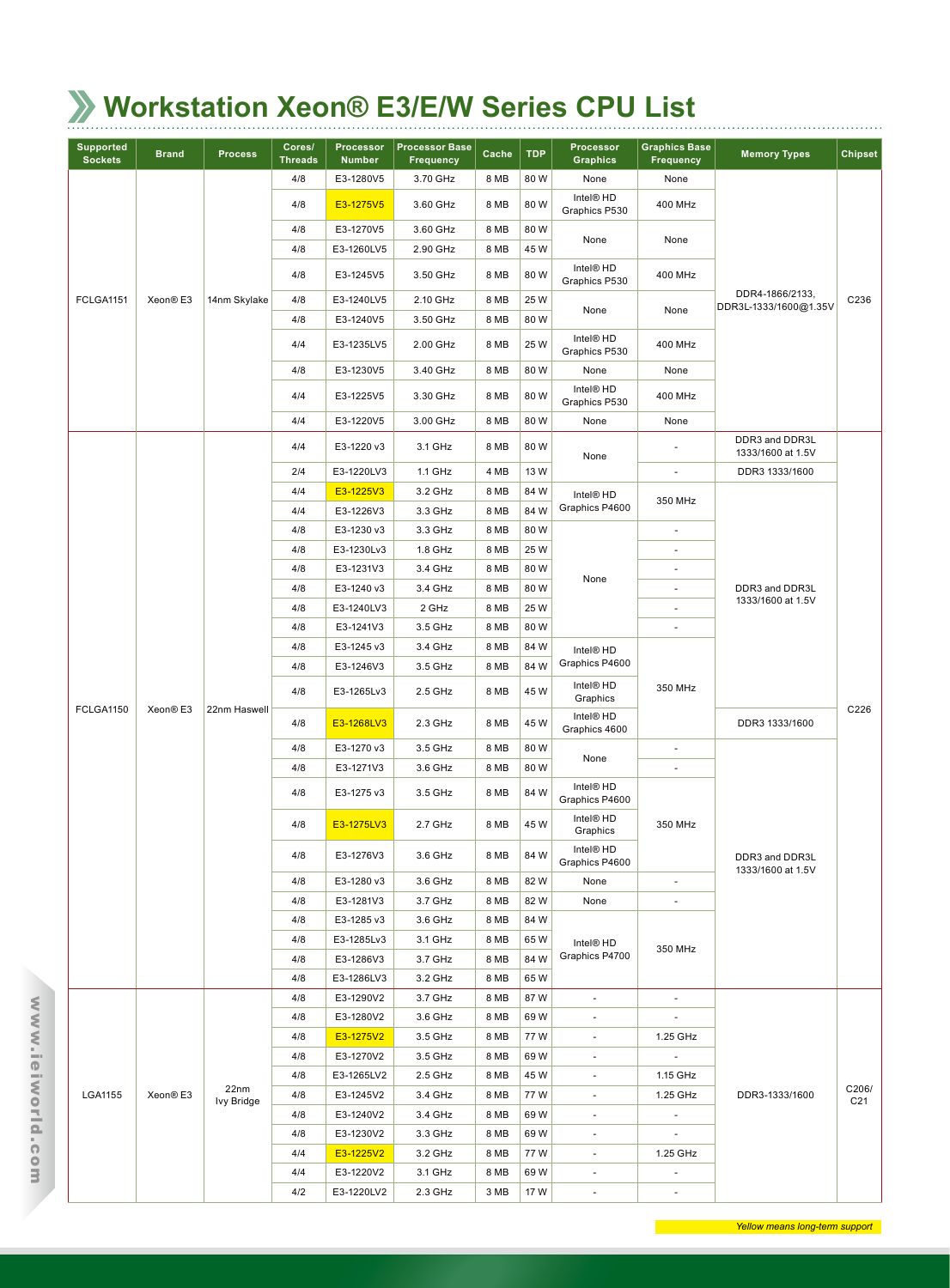# Workstation Xeon® E3/E/W Series CPU List

| Supported Sockets | Brand | Process | Cores/ Threads | Processor Number | Processor Base Frequency | Cache | TDP | Processor Graphics | Graphics Base Frequency | Memory Types | Chipset |
|---|---|---|---|---|---|---|---|---|---|---|---|
| FCLGA1151 | Xeon® E3 | 14nm Skylake | 4/8 | E3-1280V5 | 3.70 GHz | 8 MB | 80 W | None | None | DDR4-1866/2133, DDR3L-1333/1600@1.35V | C236 |
| | | | 4/8 | E3-1275V5 | 3.60 GHz | 8 MB | 80 W | Intel® HD Graphics P530 | 400 MHz | | |
| | | | 4/8 | E3-1270V5 | 3.60 GHz | 8 MB | 80 W | None | None | | |
| | | | 4/8 | E3-1260LV5 | 2.90 GHz | 8 MB | 45 W | | | | |
| | | | 4/8 | E3-1245V5 | 3.50 GHz | 8 MB | 80 W | Intel® HD Graphics P530 | 400 MHz | | |
| | | | 4/8 | E3-1240LV5 | 2.10 GHz | 8 MB | 25 W | None | None | | |
| | | | 4/8 | E3-1240V5 | 3.50 GHz | 8 MB | 80 W | | | | |
| | | | 4/4 | E3-1235LV5 | 2.00 GHz | 8 MB | 25 W | Intel® HD Graphics P530 | 400 MHz | | |
| | | | 4/8 | E3-1230V5 | 3.40 GHz | 8 MB | 80 W | None | None | | |
| | | | 4/4 | E3-1225V5 | 3.30 GHz | 8 MB | 80 W | Intel® HD Graphics P530 | 400 MHz | | |
| | | | 4/4 | E3-1220V5 | 3.00 GHz | 8 MB | 80 W | None | None | | |
| FCLGA1150 | Xeon® E3 | 22nm Haswell | 4/4 | E3-1220 v3 | 3.1 GHz | 8 MB | 80 W | None | - | DDR3 and DDR3L 1333/1600 at 1.5V | C226 |
| | | | 2/4 | E3-1220LV3 | 1.1 GHz | 4 MB | 13 W | | - | DDR3 1333/1600 | |
| | | | 4/4 | E3-1225V3 | 3.2 GHz | 8 MB | 84 W | Intel® HD Graphics P4600 | 350 MHz | DDR3 and DDR3L 1333/1600 at 1.5V | |
| | | | 4/4 | E3-1226V3 | 3.3 GHz | 8 MB | 84 W | | | | |
| | | | 4/8 | E3-1230 v3 | 3.3 GHz | 8 MB | 80 W | None | - | | |
| | | | 4/8 | E3-1230Lv3 | 1.8 GHz | 8 MB | 25 W | | - | | |
| | | | 4/8 | E3-1231V3 | 3.4 GHz | 8 MB | 80 W | | - | | |
| | | | 4/8 | E3-1240 v3 | 3.4 GHz | 8 MB | 80 W | | - | | |
| | | | 4/8 | E3-1240LV3 | 2 GHz | 8 MB | 25 W | | - | | |
| | | | 4/8 | E3-1241V3 | 3.5 GHz | 8 MB | 80 W | | - | | |
| | | | 4/8 | E3-1245 v3 | 3.4 GHz | 8 MB | 84 W | Intel® HD Graphics P4600 | 350 MHz | | |
| | | | 4/8 | E3-1246V3 | 3.5 GHz | 8 MB | 84 W | | | | |
| | | | 4/8 | E3-1265Lv3 | 2.5 GHz | 8 MB | 45 W | Intel® HD Graphics | | | |
| | | | 4/8 | E3-1268LV3 | 2.3 GHz | 8 MB | 45 W | Intel® HD Graphics 4600 | | DDR3 1333/1600 | |
| | | | 4/8 | E3-1270 v3 | 3.5 GHz | 8 MB | 80 W | None | - | DDR3 and DDR3L 1333/1600 at 1.5V | |
| | | | 4/8 | E3-1271V3 | 3.6 GHz | 8 MB | 80 W | | - | | |
| | | | 4/8 | E3-1275 v3 | 3.5 GHz | 8 MB | 84 W | Intel® HD Graphics P4600 | 350 MHz | | |
| | | | 4/8 | E3-1275LV3 | 2.7 GHz | 8 MB | 45 W | Intel® HD Graphics | | | |
| | | | 4/8 | E3-1276V3 | 3.6 GHz | 8 MB | 84 W | Intel® HD Graphics P4600 | | | |
| | | | 4/8 | E3-1280 v3 | 3.6 GHz | 8 MB | 82 W | None | - | | |
| | | | 4/8 | E3-1281V3 | 3.7 GHz | 8 MB | 82 W | None | - | | |
| | | | 4/8 | E3-1285 v3 | 3.6 GHz | 8 MB | 84 W | Intel® HD Graphics P4700 | 350 MHz | | |
| | | | 4/8 | E3-1285Lv3 | 3.1 GHz | 8 MB | 65 W | | | | |
| | | | 4/8 | E3-1286V3 | 3.7 GHz | 8 MB | 84 W | | | | |
| | | | 4/8 | E3-1286LV3 | 3.2 GHz | 8 MB | 65 W | | | | |
| LGA1155 | Xeon® E3 | 22nm Ivy Bridge | 4/8 | E3-1290V2 | 3.7 GHz | 8 MB | 87 W | - | - | DDR3-1333/1600 | C206/ C21 |
| | | | 4/8 | E3-1280V2 | 3.6 GHz | 8 MB | 69 W | - | - | | |
| | | | 4/8 | E3-1275V2 | 3.5 GHz | 8 MB | 77 W | - | 1.25 GHz | | |
| | | | 4/8 | E3-1270V2 | 3.5 GHz | 8 MB | 69 W | - | - | | |
| | | | 4/8 | E3-1265LV2 | 2.5 GHz | 8 MB | 45 W | - | 1.15 GHz | | |
| | | | 4/8 | E3-1245V2 | 3.4 GHz | 8 MB | 77 W | - | 1.25 GHz | | |
| | | | 4/8 | E3-1240V2 | 3.4 GHz | 8 MB | 69 W | - | - | | |
| | | | 4/8 | E3-1230V2 | 3.3 GHz | 8 MB | 69 W | - | - | | |
| | | | 4/4 | E3-1225V2 | 3.2 GHz | 8 MB | 77 W | - | 1.25 GHz | | |
| | | | 4/4 | E3-1220V2 | 3.1 GHz | 8 MB | 69 W | - | - | | |
| | | | 4/2 | E3-1220LV2 | 2.3 GHz | 3 MB | 17 W | - | - | | |

*Yellow means long-term support* (highlighted: E3-1275V5, E3-1225V3, E3-1268LV3, E3-1275LV3, E3-1275V2, E3-1225V2)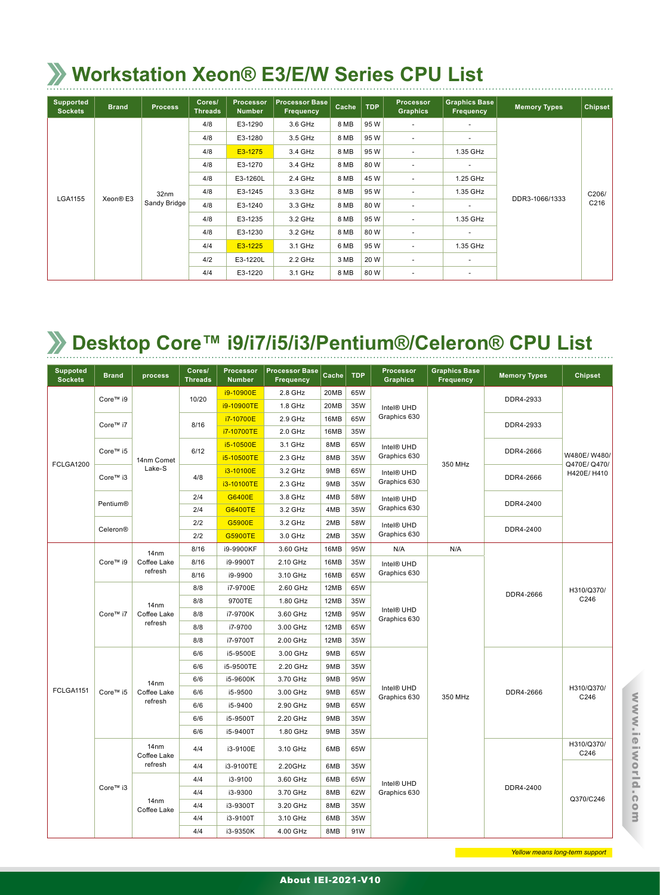# Workstation Xeon® E3/E/W Series CPU List

| Supported Sockets | Brand | Process | Cores/ Threads | Processor Number | Processor Base Frequency | Cache | TDP | Processor Graphics | Graphics Base Frequency | Memory Types | Chipset |
|---|---|---|---|---|---|---|---|---|---|---|---|
| LGA1155 | Xeon® E3 | 32nm Sandy Bridge | 4/8 | E3-1290 | 3.6 GHz | 8 MB | 95 W | - | - | DDR3-1066/1333 | C206/ C216 |
| | | | 4/8 | E3-1280 | 3.5 GHz | 8 MB | 95 W | - | - | | |
| | | | 4/8 | E3-1275 | 3.4 GHz | 8 MB | 95 W | - | 1.35 GHz | | |
| | | | 4/8 | E3-1270 | 3.4 GHz | 8 MB | 80 W | - | - | | |
| | | | 4/8 | E3-1260L | 2.4 GHz | 8 MB | 45 W | - | 1.25 GHz | | |
| | | | 4/8 | E3-1245 | 3.3 GHz | 8 MB | 95 W | - | 1.35 GHz | | |
| | | | 4/8 | E3-1240 | 3.3 GHz | 8 MB | 80 W | - | - | | |
| | | | 4/8 | E3-1235 | 3.2 GHz | 8 MB | 95 W | - | 1.35 GHz | | |
| | | | 4/8 | E3-1230 | 3.2 GHz | 8 MB | 80 W | - | - | | |
| | | | 4/4 | E3-1225 | 3.1 GHz | 6 MB | 95 W | - | 1.35 GHz | | |
| | | | 4/2 | E3-1220L | 2.2 GHz | 3 MB | 20 W | - | - | | |
| | | | 4/4 | E3-1220 | 3.1 GHz | 8 MB | 80 W | - | - | | |

# Desktop Core™ i9/i7/i5/i3/Pentium®/Celeron® CPU List

| Suppoted Sockets | Brand | process | Cores/ Threads | Processor Number | Processor Base Frequency | Cache | TDP | Processor Graphics | Graphics Base Frequency | Memory Types | Chipset |
|---|---|---|---|---|---|---|---|---|---|---|---|
| FCLGA1200 | Core™ i9 | 14nm Comet Lake-S | 10/20 | i9-10900E | 2.8 GHz | 20MB | 65W | Intel® UHD Graphics 630 | 350 MHz | DDR4-2933 | W480E/ W480/ Q470E/ Q470/ H420E/ H410 |
| | | | | i9-10900TE | 1.8 GHz | 20MB | 35W | | | | |
| | Core™ i7 | | 8/16 | i7-10700E | 2.9 GHz | 16MB | 65W | | | DDR4-2933 | |
| | | | | i7-10700TE | 2.0 GHz | 16MB | 35W | | | | |
| | Core™ i5 | | 6/12 | i5-10500E | 3.1 GHz | 8MB | 65W | Intel® UHD Graphics 630 | | DDR4-2666 | |
| | | | | i5-10500TE | 2.3 GHz | 8MB | 35W | | | | |
| | Core™ i3 | | 4/8 | i3-10100E | 3.2 GHz | 9MB | 65W | Intel® UHD Graphics 630 | | DDR4-2666 | |
| | | | | i3-10100TE | 2.3 GHz | 9MB | 35W | | | | |
| | Pentium® | | 2/4 | G6400E | 3.8 GHz | 4MB | 58W | Intel® UHD Graphics 630 | | DDR4-2400 | |
| | | | 2/4 | G6400TE | 3.2 GHz | 4MB | 35W | | | | |
| | Celeron® | | 2/2 | G5900E | 3.2 GHz | 2MB | 58W | Intel® UHD Graphics 630 | | DDR4-2400 | |
| | | | 2/2 | G5900TE | 3.0 GHz | 2MB | 35W | | | | |
| FCLGA1151 | Core™ i9 | 14nm Coffee Lake refresh | 8/16 | i9-9900KF | 3.60 GHz | 16MB | 95W | N/A | N/A | DDR4-2666 | H310/Q370/ C246 |
| | | | 8/16 | i9-9900T | 2.10 GHz | 16MB | 35W | Intel® UHD Graphics 630 | 350 MHz | | |
| | | | 8/16 | i9-9900 | 3.10 GHz | 16MB | 65W | | | | |
| | Core™ i7 | 14nm Coffee Lake refresh | 8/8 | i7-9700E | 2.60 GHz | 12MB | 65W | Intel® UHD Graphics 630 | | | |
| | | | 8/8 | 9700TE | 1.80 GHz | 12MB | 35W | | | | |
| | | | 8/8 | i7-9700K | 3.60 GHz | 12MB | 95W | | | | |
| | | | 8/8 | i7-9700 | 3.00 GHz | 12MB | 65W | | | | |
| | | | 8/8 | i7-9700T | 2.00 GHz | 12MB | 35W | | | | |
| | Core™ i5 | 14nm Coffee Lake refresh | 6/6 | i5-9500E | 3.00 GHz | 9MB | 65W | Intel® UHD Graphics 630 | | DDR4-2666 | H310/Q370/ C246 |
| | | | 6/6 | i5-9500TE | 2.20 GHz | 9MB | 35W | | | | |
| | | | 6/6 | i5-9600K | 3.70 GHz | 9MB | 95W | | | | |
| | | | 6/6 | i5-9500 | 3.00 GHz | 9MB | 65W | | | | |
| | | | 6/6 | i5-9400 | 2.90 GHz | 9MB | 65W | | | | |
| | | | 6/6 | i5-9500T | 2.20 GHz | 9MB | 35W | | | | |
| | | | 6/6 | i5-9400T | 1.80 GHz | 9MB | 35W | | | | |
| | Core™ i3 | 14nm Coffee Lake refresh | 4/4 | i3-9100E | 3.10 GHz | 6MB | 65W | Intel® UHD Graphics 630 | | DDR4-2400 | H310/Q370/ C246 |
| | | | 4/4 | i3-9100TE | 2.20GHz | 6MB | 35W | | | | Q370/C246 |
| | | 14nm Coffee Lake | 4/4 | i3-9100 | 3.60 GHz | 6MB | 65W | | | | |
| | | | 4/4 | i3-9300 | 3.70 GHz | 8MB | 62W | | | | |
| | | | 4/4 | i3-9300T | 3.20 GHz | 8MB | 35W | | | | |
| | | | 4/4 | i3-9100T | 3.10 GHz | 6MB | 35W | | | | |
| | | | 4/4 | i3-9350K | 4.00 GHz | 8MB | 91W | | | | |

*Yellow means long-term support*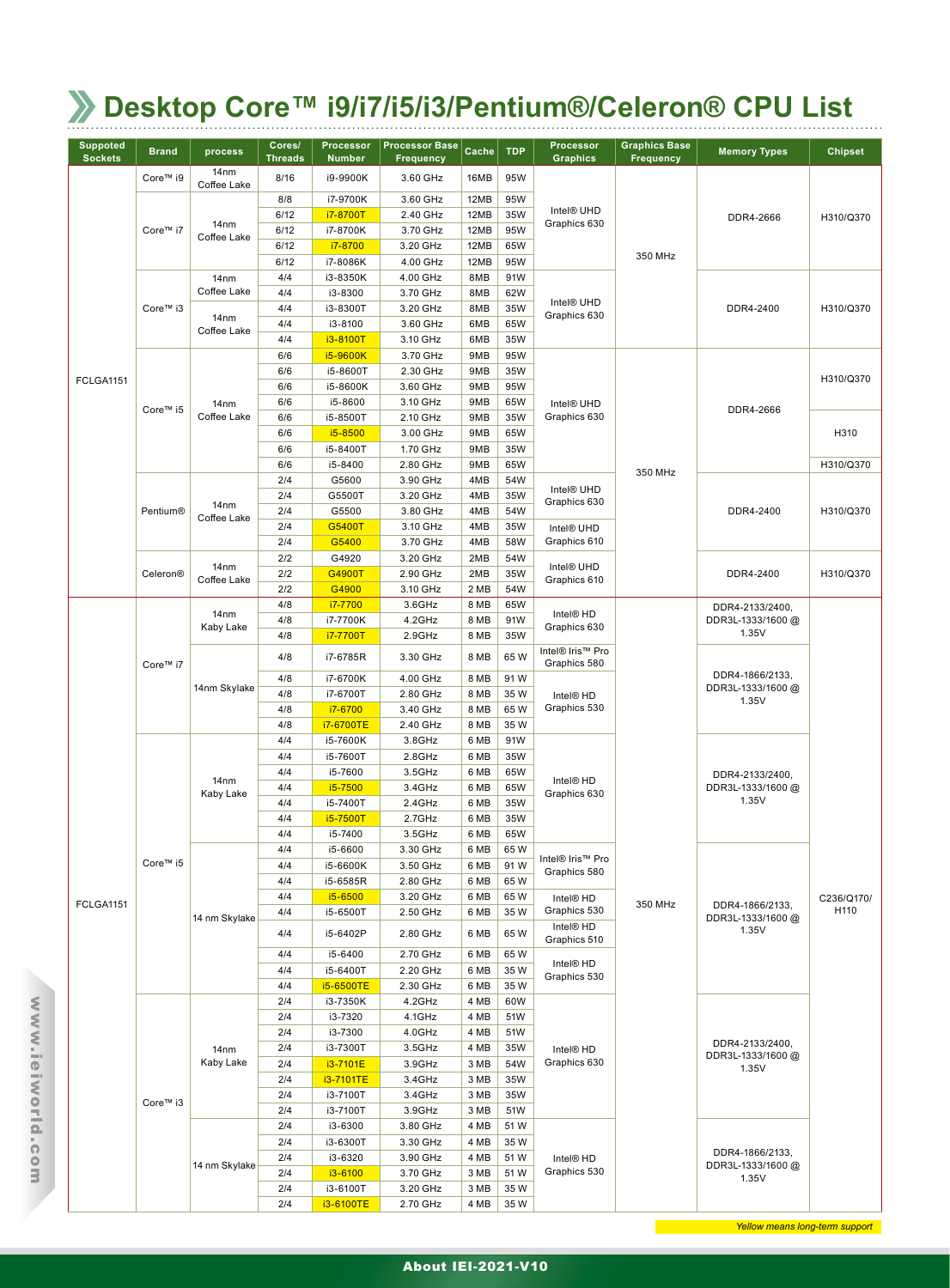# Desktop Core™ i9/i7/i5/i3/Pentium®/Celeron® CPU List

| Suppoted Sockets | Brand | process | Cores/ Threads | Processor Number | Processor Base Frequency | Cache | TDP | Processor Graphics | Graphics Base Frequency | Memory Types | Chipset |
|---|---|---|---|---|---|---|---|---|---|---|---|
| FCLGA1151 | Core™ i9 | 14nm Coffee Lake | 8/16 | i9-9900K | 3.60 GHz | 16MB | 95W | Intel® UHD Graphics 630 | 350 MHz | DDR4-2666 | H310/Q370 |
| | Core™ i7 | 14nm Coffee Lake | 8/8 | i7-9700K | 3.60 GHz | 12MB | 95W | | | | |
| | | | 6/12 | i7-8700T | 2.40 GHz | 12MB | 35W | | | | |
| | | | 6/12 | i7-8700K | 3.70 GHz | 12MB | 95W | | | | |
| | | | 6/12 | i7-8700 | 3.20 GHz | 12MB | 65W | | | | |
| | | | 6/12 | i7-8086K | 4.00 GHz | 12MB | 95W | | | | |
| | Core™ i3 | 14nm Coffee Lake | 4/4 | i3-8350K | 4.00 GHz | 8MB | 91W | Intel® UHD Graphics 630 | | DDR4-2400 | H310/Q370 |
| | | 14nm Coffee Lake | 4/4 | i3-8300 | 3.70 GHz | 8MB | 62W | | | | |
| | | | 4/4 | i3-8300T | 3.20 GHz | 8MB | 35W | | | | |
| | | | 4/4 | i3-8100 | 3.60 GHz | 6MB | 65W | | | | |
| | | | 4/4 | i3-8100T | 3.10 GHz | 6MB | 35W | | | | |
| | Core™ i5 | 14nm Coffee Lake | 6/6 | i5-9600K | 3.70 GHz | 9MB | 95W | Intel® UHD Graphics 630 | 350 MHz | DDR4-2666 | H310/Q370 |
| | | | 6/6 | i5-8600T | 2.30 GHz | 9MB | 35W | | | | |
| | | | 6/6 | i5-8600K | 3.60 GHz | 9MB | 95W | | | | |
| | | | 6/6 | i5-8600 | 3.10 GHz | 9MB | 65W | | | | H310 |
| | | | 6/6 | i5-8500T | 2.10 GHz | 9MB | 35W | | | | |
| | | | 6/6 | i5-8500 | 3.00 GHz | 9MB | 65W | | | | |
| | | | 6/6 | i5-8400T | 1.70 GHz | 9MB | 35W | | | | |
| | | | 6/6 | i5-8400 | 2.80 GHz | 9MB | 65W | | | | H310/Q370 |
| | Pentium® | 14nm Coffee Lake | 2/4 | G5600 | 3.90 GHz | 4MB | 54W | Intel® UHD Graphics 630 | | DDR4-2400 | H310/Q370 |
| | | | 2/4 | G5500T | 3.20 GHz | 4MB | 35W | | | | |
| | | | 2/4 | G5500 | 3.80 GHz | 4MB | 54W | | | | |
| | | | 2/4 | G5400T | 3.10 GHz | 4MB | 35W | Intel® UHD Graphics 610 | | | |
| | | | 2/4 | G5400 | 3.70 GHz | 4MB | 58W | | | | |
| | Celeron® | 14nm Coffee Lake | 2/2 | G4920 | 3.20 GHz | 2MB | 54W | Intel® UHD Graphics 610 | | DDR4-2400 | H310/Q370 |
| | | | 2/2 | G4900T | 2.90 GHz | 2MB | 35W | | | | |
| | | | 2/2 | G4900 | 3.10 GHz | 2 MB | 54W | | | | |
| FCLGA1151 | Core™ i7 | 14nm Kaby Lake | 4/8 | i7-7700 | 3.6GHz | 8 MB | 65W | Intel® HD Graphics 630 | 350 MHz | DDR4-2133/2400, DDR3L-1333/1600 @ 1.35V | C236/Q170/ H110 |
| | | | 4/8 | i7-7700K | 4.2GHz | 8 MB | 91W | | | | |
| | | | 4/8 | i7-7700T | 2.9GHz | 8 MB | 35W | | | | |
| | | 14nm Skylake | 4/8 | i7-6785R | 3.30 GHz | 8 MB | 65 W | Intel® Iris™ Pro Graphics 580 | | DDR4-1866/2133, DDR3L-1333/1600 @ 1.35V | |
| | | | 4/8 | i7-6700K | 4.00 GHz | 8 MB | 91 W | Intel® HD Graphics 530 | | | |
| | | | 4/8 | i7-6700T | 2.80 GHz | 8 MB | 35 W | | | | |
| | | | 4/8 | i7-6700 | 3.40 GHz | 8 MB | 65 W | | | | |
| | | | 4/8 | i7-6700TE | 2.40 GHz | 8 MB | 35 W | | | | |
| | Core™ i5 | 14nm Kaby Lake | 4/4 | i5-7600K | 3.8GHz | 6 MB | 91W | Intel® HD Graphics 630 | | DDR4-2133/2400, DDR3L-1333/1600 @ 1.35V | |
| | | | 4/4 | i5-7600T | 2.8GHz | 6 MB | 35W | | | | |
| | | | 4/4 | i5-7600 | 3.5GHz | 6 MB | 65W | | | | |
| | | | 4/4 | i5-7500 | 3.4GHz | 6 MB | 65W | | | | |
| | | | 4/4 | i5-7400T | 2.4GHz | 6 MB | 35W | | | | |
| | | | 4/4 | i5-7500T | 2.7GHz | 6 MB | 35W | | | | |
| | | | 4/4 | i5-7400 | 3.5GHz | 6 MB | 65W | | | | |
| | | 14 nm Skylake | 4/4 | i5-6600 | 3.30 GHz | 6 MB | 65 W | Intel® Iris™ Pro Graphics 580 | | DDR4-1866/2133, DDR3L-1333/1600 @ 1.35V | |
| | | | 4/4 | i5-6600K | 3.50 GHz | 6 MB | 91 W | | | | |
| | | | 4/4 | i5-6585R | 2.80 GHz | 6 MB | 65 W | | | | |
| | | | 4/4 | i5-6500 | 3.20 GHz | 6 MB | 65 W | Intel® HD Graphics 530 | | | |
| | | | 4/4 | i5-6500T | 2.50 GHz | 6 MB | 35 W | | | | |
| | | | 4/4 | i5-6402P | 2.80 GHz | 6 MB | 65 W | Intel® HD Graphics 510 | | | |
| | | | 4/4 | i5-6400 | 2.70 GHz | 6 MB | 65 W | Intel® HD Graphics 530 | | | |
| | | | 4/4 | i5-6400T | 2.20 GHz | 6 MB | 35 W | | | | |
| | | | 4/4 | i5-6500TE | 2.30 GHz | 6 MB | 35 W | | | | |
| | Core™ i3 | 14nm Kaby Lake | 2/4 | i3-7350K | 4.2GHz | 4 MB | 60W | Intel® HD Graphics 630 | | DDR4-2133/2400, DDR3L-1333/1600 @ 1.35V | |
| | | | 2/4 | i3-7320 | 4.1GHz | 4 MB | 51W | | | | |
| | | | 2/4 | i3-7300 | 4.0GHz | 4 MB | 51W | | | | |
| | | | 2/4 | i3-7300T | 3.5GHz | 4 MB | 35W | | | | |
| | | | 2/4 | i3-7101E | 3.9GHz | 3 MB | 54W | | | | |
| | | | 2/4 | i3-7101TE | 3.4GHz | 3 MB | 35W | | | | |
| | | | 2/4 | i3-7100T | 3.4GHz | 3 MB | 35W | | | | |
| | | | 2/4 | i3-7100T | 3.9GHz | 3 MB | 51W | | | | |
| | | 14 nm Skylake | 2/4 | i3-6300 | 3.80 GHz | 4 MB | 51 W | Intel® HD Graphics 530 | | DDR4-1866/2133, DDR3L-1333/1600 @ 1.35V | |
| | | | 2/4 | i3-6300T | 3.30 GHz | 4 MB | 35 W | | | | |
| | | | 2/4 | i3-6320 | 3.90 GHz | 4 MB | 51 W | | | | |
| | | | 2/4 | i3-6100 | 3.70 GHz | 3 MB | 51 W | | | | |
| | | | 2/4 | i3-6100T | 3.20 GHz | 3 MB | 35 W | | | | |
| | | | 2/4 | i3-6100TE | 2.70 GHz | 4 MB | 35 W | | | | |

*Yellow means long-term support*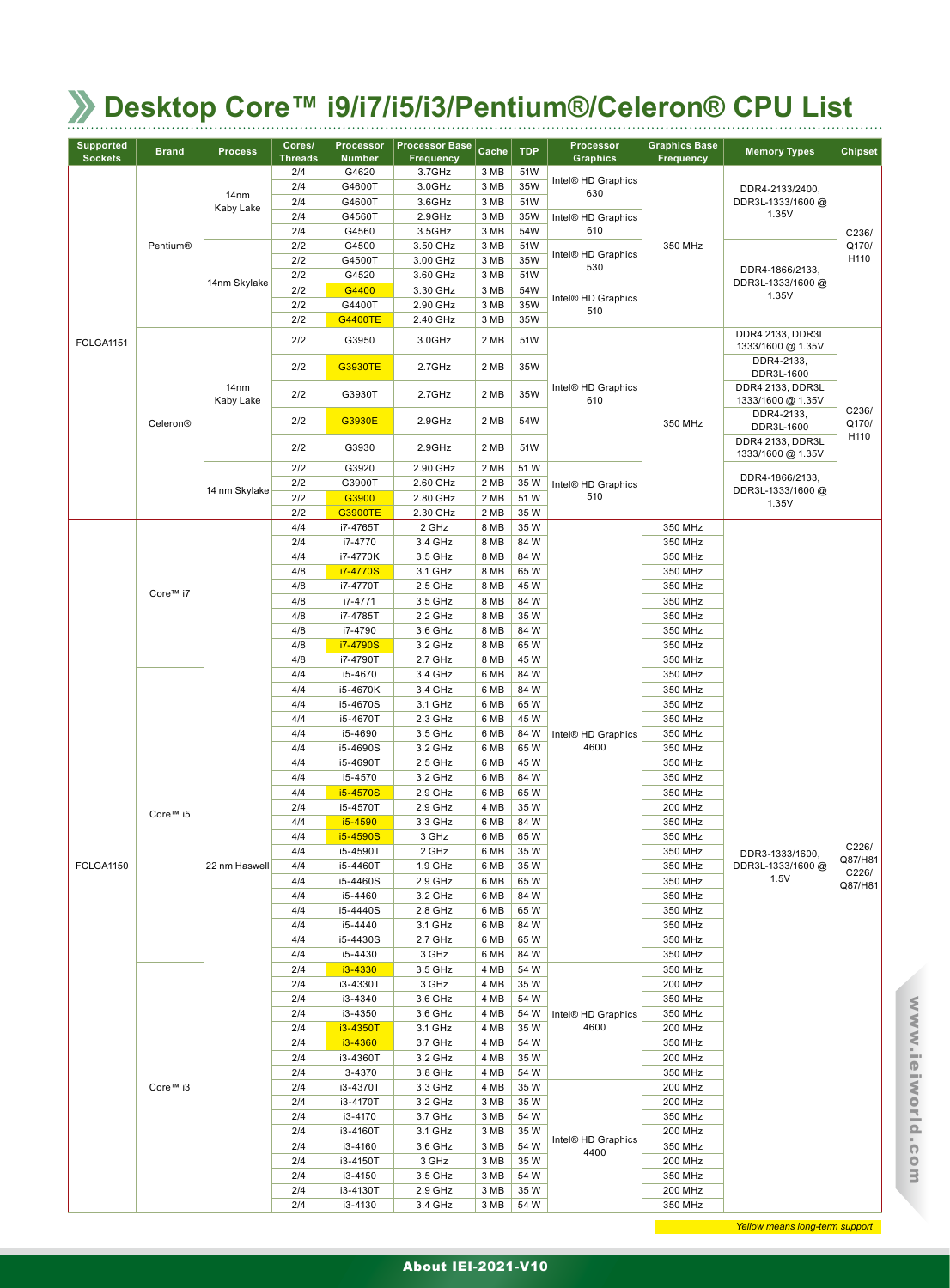# Desktop Core™ i9/i7/i5/i3/Pentium®/Celeron® CPU List

| Supported Sockets | Brand | Process | Cores/ Threads | Processor Number | Processor Base Frequency | Cache | TDP | Processor Graphics | Graphics Base Frequency | Memory Types | Chipset |
|---|---|---|---|---|---|---|---|---|---|---|---|
| FCLGA1151 | Pentium® | 14nm Kaby Lake | 2/4 | G4620 | 3.7GHz | 3 MB | 51W | Intel® HD Graphics 630 | 350 MHz | DDR4-2133/2400, DDR3L-1333/1600 @ 1.35V | C236/ Q170/ H110 |
| | | | 2/4 | G4600T | 3.0GHz | 3 MB | 35W | | | | |
| | | | 2/4 | G4600T | 3.6GHz | 3 MB | 51W | | | | |
| | | | 2/4 | G4560T | 2.9GHz | 3 MB | 35W | Intel® HD Graphics 610 | | | |
| | | | 2/4 | G4560 | 3.5GHz | 3 MB | 54W | | | | |
| | | 14nm Skylake | 2/2 | G4500 | 3.50 GHz | 3 MB | 51W | Intel® HD Graphics 530 | | DDR4-1866/2133, DDR3L-1333/1600 @ 1.35V | |
| | | | 2/2 | G4500T | 3.00 GHz | 3 MB | 35W | | | | |
| | | | 2/2 | G4520 | 3.60 GHz | 3 MB | 51W | | | | |
| | | | 2/2 | G4400 | 3.30 GHz | 3 MB | 54W | Intel® HD Graphics 510 | | | |
| | | | 2/2 | G4400T | 2.90 GHz | 3 MB | 35W | | | | |
| | | | 2/2 | G4400TE | 2.40 GHz | 3 MB | 35W | | | | |
| | Celeron® | 14nm Kaby Lake | 2/2 | G3950 | 3.0GHz | 2 MB | 51W | Intel® HD Graphics 610 | 350 MHz | DDR4 2133, DDR3L 1333/1600 @ 1.35V | C236/ Q170/ H110 |
| | | | 2/2 | G3930TE | 2.7GHz | 2 MB | 35W | | | DDR4-2133, DDR3L-1600 | |
| | | | 2/2 | G3930T | 2.7GHz | 2 MB | 35W | | | DDR4 2133, DDR3L 1333/1600 @ 1.35V | |
| | | | 2/2 | G3930E | 2.9GHz | 2 MB | 54W | | | DDR4-2133, DDR3L-1600 | |
| | | | 2/2 | G3930 | 2.9GHz | 2 MB | 51W | | | DDR4 2133, DDR3L 1333/1600 @ 1.35V | |
| | | 14 nm Skylake | 2/2 | G3920 | 2.90 GHz | 2 MB | 51 W | Intel® HD Graphics 510 | | DDR4-1866/2133, DDR3L-1333/1600 @ 1.35V | |
| | | | 2/2 | G3900T | 2.60 GHz | 2 MB | 35 W | | | | |
| | | | 2/2 | G3900 | 2.80 GHz | 2 MB | 51 W | | | | |
| | | | 2/2 | G3900TE | 2.30 GHz | 2 MB | 35 W | | | | |
| FCLGA1150 | Core™ i7 | 22 nm Haswell | 4/4 | i7-4765T | 2 GHz | 8 MB | 35 W | Intel® HD Graphics 4600 | 350 MHz | DDR3-1333/1600, DDR3L-1333/1600 @ 1.5V | C226/ Q87/H81 C226/ Q87/H81 |
| | | | 2/4 | i7-4770 | 3.4 GHz | 8 MB | 84 W | | 350 MHz | | |
| | | | 4/4 | i7-4770K | 3.5 GHz | 8 MB | 84 W | | 350 MHz | | |
| | | | 4/8 | i7-4770S | 3.1 GHz | 8 MB | 65 W | | 350 MHz | | |
| | | | 4/8 | i7-4770T | 2.5 GHz | 8 MB | 45 W | | 350 MHz | | |
| | | | 4/8 | i7-4771 | 3.5 GHz | 8 MB | 84 W | | 350 MHz | | |
| | | | 4/8 | i7-4785T | 2.2 GHz | 8 MB | 35 W | | 350 MHz | | |
| | | | 4/8 | i7-4790 | 3.6 GHz | 8 MB | 84 W | | 350 MHz | | |
| | | | 4/8 | i7-4790S | 3.2 GHz | 8 MB | 65 W | | 350 MHz | | |
| | | | 4/8 | i7-4790T | 2.7 GHz | 8 MB | 45 W | | 350 MHz | | |
| | Core™ i5 | | 4/4 | i5-4670 | 3.4 GHz | 6 MB | 84 W | | 350 MHz | | |
| | | | 4/4 | i5-4670K | 3.4 GHz | 6 MB | 84 W | | 350 MHz | | |
| | | | 4/4 | i5-4670S | 3.1 GHz | 6 MB | 65 W | | 350 MHz | | |
| | | | 4/4 | i5-4670T | 2.3 GHz | 6 MB | 45 W | | 350 MHz | | |
| | | | 4/4 | i5-4690 | 3.5 GHz | 6 MB | 84 W | | 350 MHz | | |
| | | | 4/4 | i5-4690S | 3.2 GHz | 6 MB | 65 W | | 350 MHz | | |
| | | | 4/4 | i5-4690T | 2.5 GHz | 6 MB | 45 W | | 350 MHz | | |
| | | | 4/4 | i5-4570 | 3.2 GHz | 6 MB | 84 W | | 350 MHz | | |
| | | | 4/4 | i5-4570S | 2.9 GHz | 6 MB | 65 W | | 350 MHz | | |
| | | | 2/4 | i5-4570T | 2.9 GHz | 4 MB | 35 W | | 200 MHz | | |
| | | | 4/4 | i5-4590 | 3.3 GHz | 6 MB | 84 W | | 350 MHz | | |
| | | | 4/4 | i5-4590S | 3 GHz | 6 MB | 65 W | | 350 MHz | | |
| | | | 4/4 | i5-4590T | 2 GHz | 6 MB | 35 W | | 350 MHz | | |
| | | | 4/4 | i5-4460T | 1.9 GHz | 6 MB | 35 W | | 350 MHz | | |
| | | | 4/4 | i5-4460S | 2.9 GHz | 6 MB | 65 W | | 350 MHz | | |
| | | | 4/4 | i5-4460 | 3.2 GHz | 6 MB | 84 W | | 350 MHz | | |
| | | | 4/4 | i5-4440S | 2.8 GHz | 6 MB | 65 W | | 350 MHz | | |
| | | | 4/4 | i5-4440 | 3.1 GHz | 6 MB | 84 W | | 350 MHz | | |
| | | | 4/4 | i5-4430S | 2.7 GHz | 6 MB | 65 W | | 350 MHz | | |
| | | | 4/4 | i5-4430 | 3 GHz | 6 MB | 84 W | | 350 MHz | | |
| | Core™ i3 | | 2/4 | i3-4330 | 3.5 GHz | 4 MB | 54 W | Intel® HD Graphics 4600 | 350 MHz | | |
| | | | 2/4 | i3-4330T | 3 GHz | 4 MB | 35 W | | 200 MHz | | |
| | | | 2/4 | i3-4340 | 3.6 GHz | 4 MB | 54 W | | 350 MHz | | |
| | | | 2/4 | i3-4350 | 3.6 GHz | 4 MB | 54 W | | 350 MHz | | |
| | | | 2/4 | i3-4350T | 3.1 GHz | 4 MB | 35 W | | 200 MHz | | |
| | | | 2/4 | i3-4360 | 3.7 GHz | 4 MB | 54 W | | 350 MHz | | |
| | | | 2/4 | i3-4360T | 3.2 GHz | 4 MB | 35 W | | 200 MHz | | |
| | | | 2/4 | i3-4370 | 3.8 GHz | 4 MB | 54 W | | 350 MHz | | |
| | | | 2/4 | i3-4370T | 3.3 GHz | 4 MB | 35 W | Intel® HD Graphics 4400 | 200 MHz | | |
| | | | 2/4 | i3-4170T | 3.2 GHz | 3 MB | 35 W | | 200 MHz | | |
| | | | 2/4 | i3-4170 | 3.7 GHz | 3 MB | 54 W | | 350 MHz | | |
| | | | 2/4 | i3-4160T | 3.1 GHz | 3 MB | 35 W | | 200 MHz | | |
| | | | 2/4 | i3-4160 | 3.6 GHz | 3 MB | 54 W | | 350 MHz | | |
| | | | 2/4 | i3-4150T | 3 GHz | 3 MB | 35 W | | 200 MHz | | |
| | | | 2/4 | i3-4150 | 3.5 GHz | 3 MB | 54 W | | 350 MHz | | |
| | | | 2/4 | i3-4130T | 2.9 GHz | 3 MB | 35 W | | 200 MHz | | |
| | | | 2/4 | i3-4130 | 3.4 GHz | 3 MB | 54 W | | 350 MHz | | |

*Yellow means long-term support*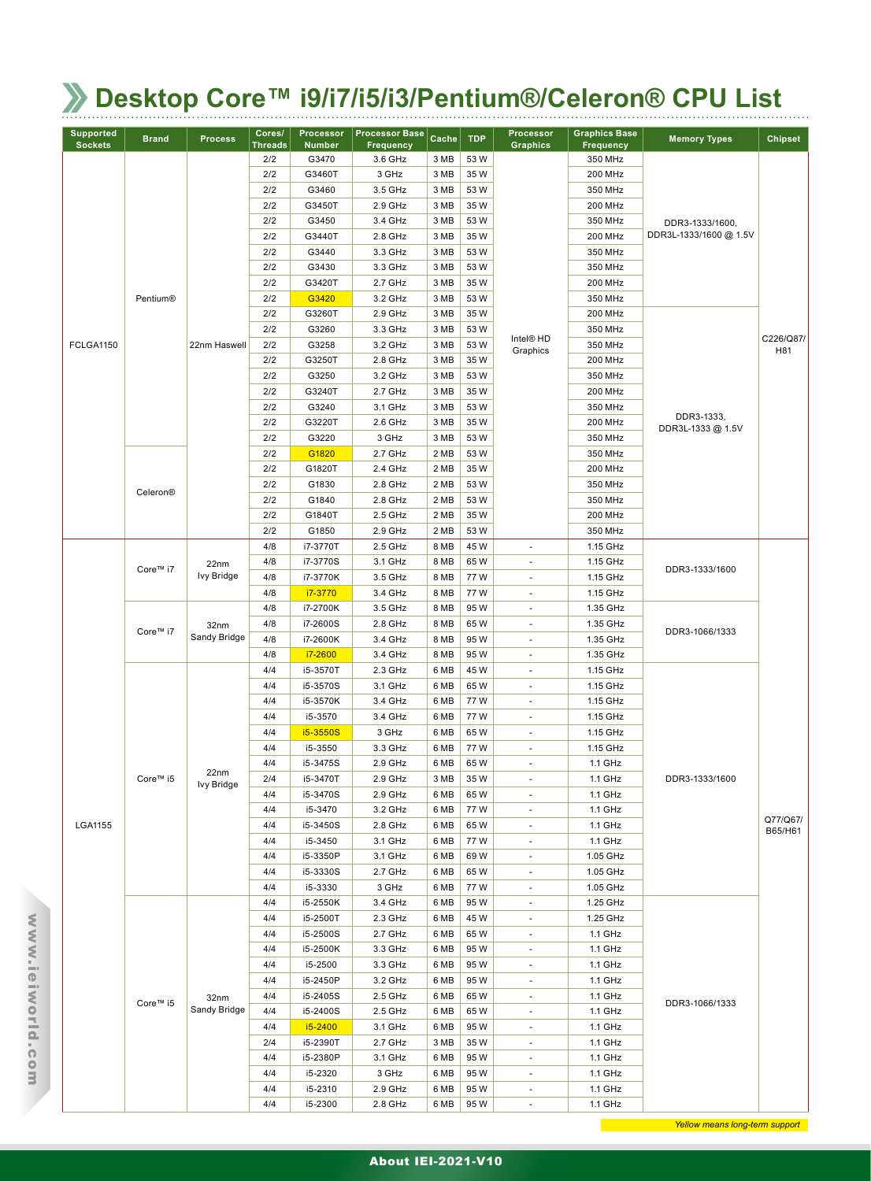# Desktop Core™ i9/i7/i5/i3/Pentium®/Celeron® CPU List

| Supported Sockets | Brand | Process | Cores/ Threads | Processor Number | Processor Base Frequency | Cache | TDP | Processor Graphics | Graphics Base Frequency | Memory Types | Chipset |
|---|---|---|---|---|---|---|---|---|---|---|---|
| FCLGA1150 | Pentium® | 22nm Haswell | 2/2 | G3470 | 3.6 GHz | 3 MB | 53 W | Intel® HD Graphics | 350 MHz | DDR3-1333/1600, DDR3L-1333/1600 @ 1.5V | C226/Q87/ H81 |
| | | | 2/2 | G3460T | 3 GHz | 3 MB | 35 W | | 200 MHz | | |
| | | | 2/2 | G3460 | 3.5 GHz | 3 MB | 53 W | | 350 MHz | | |
| | | | 2/2 | G3450T | 2.9 GHz | 3 MB | 35 W | | 200 MHz | | |
| | | | 2/2 | G3450 | 3.4 GHz | 3 MB | 53 W | | 350 MHz | | |
| | | | 2/2 | G3440T | 2.8 GHz | 3 MB | 35 W | | 200 MHz | | |
| | | | 2/2 | G3440 | 3.3 GHz | 3 MB | 53 W | | 350 MHz | | |
| | | | 2/2 | G3430 | 3.3 GHz | 3 MB | 53 W | | 350 MHz | | |
| | | | 2/2 | G3420T | 2.7 GHz | 3 MB | 35 W | | 200 MHz | | |
| | | | 2/2 | G3420 | 3.2 GHz | 3 MB | 53 W | | 350 MHz | | |
| | | | 2/2 | G3260T | 2.9 GHz | 3 MB | 35 W | | 200 MHz | DDR3-1333, DDR3L-1333 @ 1.5V | |
| | | | 2/2 | G3260 | 3.3 GHz | 3 MB | 53 W | | 350 MHz | | |
| | | | 2/2 | G3258 | 3.2 GHz | 3 MB | 53 W | | 350 MHz | | |
| | | | 2/2 | G3250T | 2.8 GHz | 3 MB | 35 W | | 200 MHz | | |
| | | | 2/2 | G3250 | 3.2 GHz | 3 MB | 53 W | | 350 MHz | | |
| | | | 2/2 | G3240T | 2.7 GHz | 3 MB | 35 W | | 200 MHz | | |
| | | | 2/2 | G3240 | 3.1 GHz | 3 MB | 53 W | | 350 MHz | | |
| | | | 2/2 | G3220T | 2.6 GHz | 3 MB | 35 W | | 200 MHz | | |
| | | | 2/2 | G3220 | 3 GHz | 3 MB | 53 W | | 350 MHz | | |
| | Celeron® | | 2/2 | G1820 | 2.7 GHz | 2 MB | 53 W | | 350 MHz | | |
| | | | 2/2 | G1820T | 2.4 GHz | 2 MB | 35 W | | 200 MHz | | |
| | | | 2/2 | G1830 | 2.8 GHz | 2 MB | 53 W | | 350 MHz | | |
| | | | 2/2 | G1840 | 2.8 GHz | 2 MB | 53 W | | 350 MHz | | |
| | | | 2/2 | G1840T | 2.5 GHz | 2 MB | 35 W | | 200 MHz | | |
| | | | 2/2 | G1850 | 2.9 GHz | 2 MB | 53 W | | 350 MHz | | |
| LGA1155 | Core™ i7 | 22nm Ivy Bridge | 4/8 | i7-3770T | 2.5 GHz | 8 MB | 45 W | - | 1.15 GHz | DDR3-1333/1600 | Q77/Q67/ B65/H61 |
| | | | 4/8 | i7-3770S | 3.1 GHz | 8 MB | 65 W | - | 1.15 GHz | | |
| | | | 4/8 | i7-3770K | 3.5 GHz | 8 MB | 77 W | - | 1.15 GHz | | |
| | | | 4/8 | i7-3770 | 3.4 GHz | 8 MB | 77 W | - | 1.15 GHz | | |
| | Core™ i7 | 32nm Sandy Bridge | 4/8 | i7-2700K | 3.5 GHz | 8 MB | 95 W | - | 1.35 GHz | DDR3-1066/1333 | |
| | | | 4/8 | i7-2600S | 2.8 GHz | 8 MB | 65 W | - | 1.35 GHz | | |
| | | | 4/8 | i7-2600K | 3.4 GHz | 8 MB | 95 W | - | 1.35 GHz | | |
| | | | 4/8 | i7-2600 | 3.4 GHz | 8 MB | 95 W | - | 1.35 GHz | | |
| | Core™ i5 | 22nm Ivy Bridge | 4/4 | i5-3570T | 2.3 GHz | 6 MB | 45 W | - | 1.15 GHz | DDR3-1333/1600 | |
| | | | 4/4 | i5-3570S | 3.1 GHz | 6 MB | 65 W | - | 1.15 GHz | | |
| | | | 4/4 | i5-3570K | 3.4 GHz | 6 MB | 77 W | - | 1.15 GHz | | |
| | | | 4/4 | i5-3570 | 3.4 GHz | 6 MB | 77 W | - | 1.15 GHz | | |
| | | | 4/4 | i5-3550S | 3 GHz | 6 MB | 65 W | - | 1.15 GHz | | |
| | | | 4/4 | i5-3550 | 3.3 GHz | 6 MB | 77 W | - | 1.15 GHz | | |
| | | | 4/4 | i5-3475S | 2.9 GHz | 6 MB | 65 W | - | 1.1 GHz | | |
| | | | 2/4 | i5-3470T | 2.9 GHz | 3 MB | 35 W | - | 1.1 GHz | | |
| | | | 4/4 | i5-3470S | 2.9 GHz | 6 MB | 65 W | - | 1.1 GHz | | |
| | | | 4/4 | i5-3470 | 3.2 GHz | 6 MB | 77 W | - | 1.1 GHz | | |
| | | | 4/4 | i5-3450S | 2.8 GHz | 6 MB | 65 W | - | 1.1 GHz | | |
| | | | 4/4 | i5-3450 | 3.1 GHz | 6 MB | 77 W | - | 1.1 GHz | | |
| | | | 4/4 | i5-3350P | 3.1 GHz | 6 MB | 69 W | - | 1.05 GHz | | |
| | | | 4/4 | i5-3330S | 2.7 GHz | 6 MB | 65 W | - | 1.05 GHz | | |
| | | | 4/4 | i5-3330 | 3 GHz | 6 MB | 77 W | - | 1.05 GHz | | |
| | Core™ i5 | 32nm Sandy Bridge | 4/4 | i5-2550K | 3.4 GHz | 6 MB | 95 W | - | 1.25 GHz | DDR3-1066/1333 | |
| | | | 4/4 | i5-2500T | 2.3 GHz | 6 MB | 45 W | - | 1.25 GHz | | |
| | | | 4/4 | i5-2500S | 2.7 GHz | 6 MB | 65 W | - | 1.1 GHz | | |
| | | | 4/4 | i5-2500K | 3.3 GHz | 6 MB | 95 W | - | 1.1 GHz | | |
| | | | 4/4 | i5-2500 | 3.3 GHz | 6 MB | 95 W | - | 1.1 GHz | | |
| | | | 4/4 | i5-2450P | 3.2 GHz | 6 MB | 95 W | - | 1.1 GHz | | |
| | | | 4/4 | i5-2405S | 2.5 GHz | 6 MB | 65 W | - | 1.1 GHz | | |
| | | | 4/4 | i5-2400S | 2.5 GHz | 6 MB | 65 W | - | 1.1 GHz | | |
| | | | 4/4 | i5-2400 | 3.1 GHz | 6 MB | 95 W | - | 1.1 GHz | | |
| | | | 2/4 | i5-2390T | 2.7 GHz | 3 MB | 35 W | - | 1.1 GHz | | |
| | | | 4/4 | i5-2380P | 3.1 GHz | 6 MB | 95 W | - | 1.1 GHz | | |
| | | | 4/4 | i5-2320 | 3 GHz | 6 MB | 95 W | - | 1.1 GHz | | |
| | | | 4/4 | i5-2310 | 2.9 GHz | 6 MB | 95 W | - | 1.1 GHz | | |
| | | | 4/4 | i5-2300 | 2.8 GHz | 6 MB | 95 W | - | 1.1 GHz | | |

*Yellow means long-term support*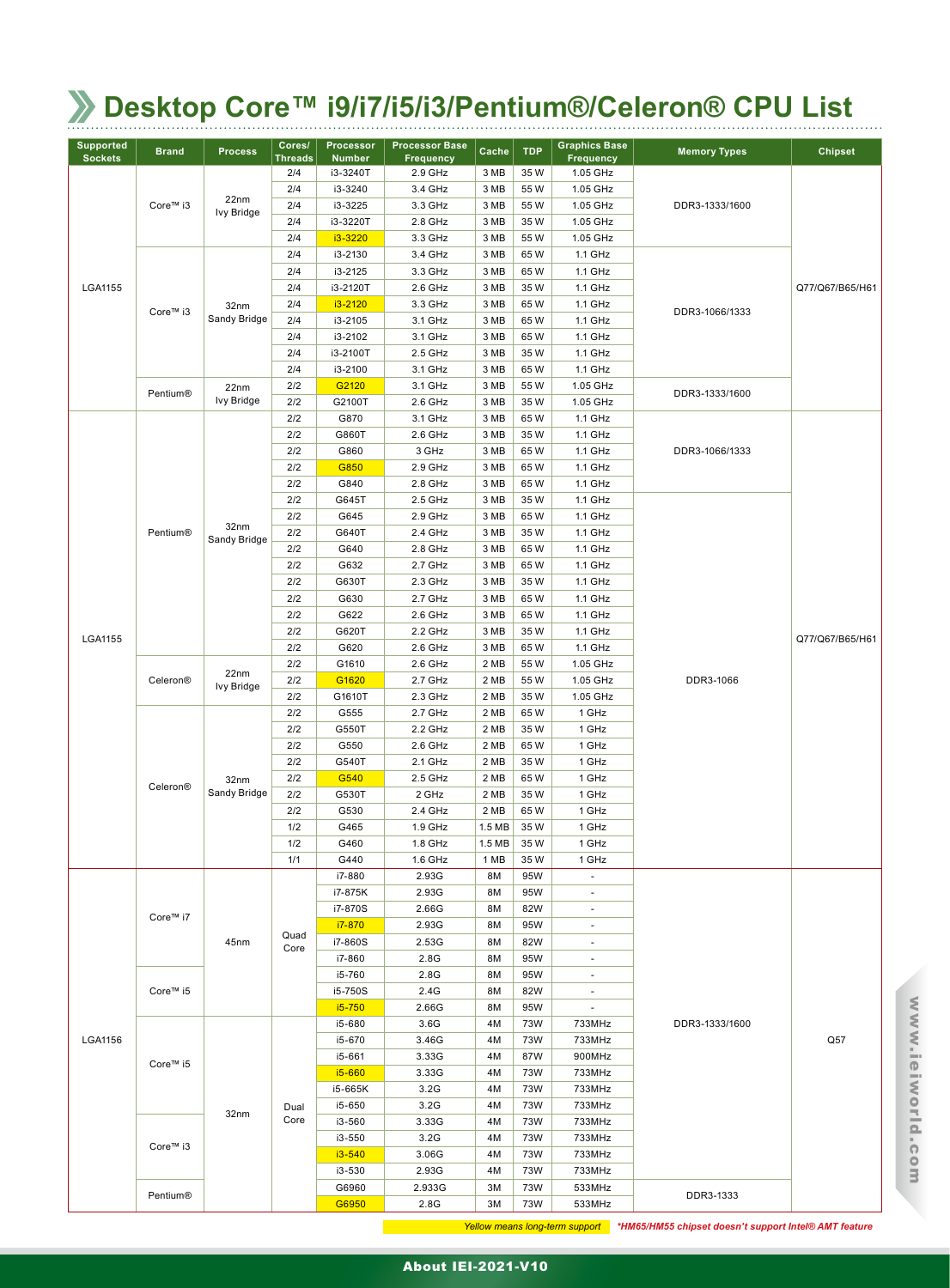# Desktop Core™ i9/i7/i5/i3/Pentium®/Celeron® CPU List

| Supported Sockets | Brand | Process | Cores/ Threads | Processor Number | Processor Base Frequency | Cache | TDP | Graphics Base Frequency | Memory Types | Chipset |
|---|---|---|---|---|---|---|---|---|---|---|
| LGA1155 | Core™ i3 | 22nm Ivy Bridge | 2/4 | i3-3240T | 2.9 GHz | 3 MB | 35 W | 1.05 GHz | DDR3-1333/1600 | Q77/Q67/B65/H61 |
| | | | 2/4 | i3-3240 | 3.4 GHz | 3 MB | 55 W | 1.05 GHz | | |
| | | | 2/4 | i3-3225 | 3.3 GHz | 3 MB | 55 W | 1.05 GHz | | |
| | | | 2/4 | i3-3220T | 2.8 GHz | 3 MB | 35 W | 1.05 GHz | | |
| | | | 2/4 | i3-3220 | 3.3 GHz | 3 MB | 55 W | 1.05 GHz | | |
| | Core™ i3 | 32nm Sandy Bridge | 2/4 | i3-2130 | 3.4 GHz | 3 MB | 65 W | 1.1 GHz | DDR3-1066/1333 | |
| | | | 2/4 | i3-2125 | 3.3 GHz | 3 MB | 65 W | 1.1 GHz | | |
| | | | 2/4 | i3-2120T | 2.6 GHz | 3 MB | 35 W | 1.1 GHz | | |
| | | | 2/4 | i3-2120 | 3.3 GHz | 3 MB | 65 W | 1.1 GHz | | |
| | | | 2/4 | i3-2105 | 3.1 GHz | 3 MB | 65 W | 1.1 GHz | | |
| | | | 2/4 | i3-2102 | 3.1 GHz | 3 MB | 65 W | 1.1 GHz | | |
| | | | 2/4 | i3-2100T | 2.5 GHz | 3 MB | 35 W | 1.1 GHz | | |
| | | | 2/4 | i3-2100 | 3.1 GHz | 3 MB | 65 W | 1.1 GHz | | |
| | Pentium® | 22nm Ivy Bridge | 2/2 | G2120 | 3.1 GHz | 3 MB | 55 W | 1.05 GHz | DDR3-1333/1600 | |
| | | | 2/2 | G2100T | 2.6 GHz | 3 MB | 35 W | 1.05 GHz | | |
| LGA1155 | Pentium® | 32nm Sandy Bridge | 2/2 | G870 | 3.1 GHz | 3 MB | 65 W | 1.1 GHz | DDR3-1066/1333 | Q77/Q67/B65/H61 |
| | | | 2/2 | G860T | 2.6 GHz | 3 MB | 35 W | 1.1 GHz | | |
| | | | 2/2 | G860 | 3 GHz | 3 MB | 65 W | 1.1 GHz | | |
| | | | 2/2 | G850 | 2.9 GHz | 3 MB | 65 W | 1.1 GHz | | |
| | | | 2/2 | G840 | 2.8 GHz | 3 MB | 65 W | 1.1 GHz | | |
| | | | 2/2 | G645T | 2.5 GHz | 3 MB | 35 W | 1.1 GHz | DDR3-1066 | |
| | | | 2/2 | G645 | 2.9 GHz | 3 MB | 65 W | 1.1 GHz | | |
| | | | 2/2 | G640T | 2.4 GHz | 3 MB | 35 W | 1.1 GHz | | |
| | | | 2/2 | G640 | 2.8 GHz | 3 MB | 65 W | 1.1 GHz | | |
| | | | 2/2 | G632 | 2.7 GHz | 3 MB | 65 W | 1.1 GHz | | |
| | | | 2/2 | G630T | 2.3 GHz | 3 MB | 35 W | 1.1 GHz | | |
| | | | 2/2 | G630 | 2.7 GHz | 3 MB | 65 W | 1.1 GHz | | |
| | | | 2/2 | G622 | 2.6 GHz | 3 MB | 65 W | 1.1 GHz | | |
| | | | 2/2 | G620T | 2.2 GHz | 3 MB | 35 W | 1.1 GHz | | |
| | | | 2/2 | G620 | 2.6 GHz | 3 MB | 65 W | 1.1 GHz | | |
| | Celeron® | 22nm Ivy Bridge | 2/2 | G1610 | 2.6 GHz | 2 MB | 55 W | 1.05 GHz | | |
| | | | 2/2 | G1620 | 2.7 GHz | 2 MB | 55 W | 1.05 GHz | | |
| | | | 2/2 | G1610T | 2.3 GHz | 2 MB | 35 W | 1.05 GHz | | |
| | Celeron® | 32nm Sandy Bridge | 2/2 | G555 | 2.7 GHz | 2 MB | 65 W | 1 GHz | | |
| | | | 2/2 | G550T | 2.2 GHz | 2 MB | 35 W | 1 GHz | | |
| | | | 2/2 | G550 | 2.6 GHz | 2 MB | 65 W | 1 GHz | | |
| | | | 2/2 | G540T | 2.1 GHz | 2 MB | 35 W | 1 GHz | | |
| | | | 2/2 | G540 | 2.5 GHz | 2 MB | 65 W | 1 GHz | | |
| | | | 2/2 | G530T | 2 GHz | 2 MB | 35 W | 1 GHz | | |
| | | | 2/2 | G530 | 2.4 GHz | 2 MB | 65 W | 1 GHz | | |
| | | | 1/2 | G465 | 1.9 GHz | 1.5 MB | 35 W | 1 GHz | | |
| | | | 1/2 | G460 | 1.8 GHz | 1.5 MB | 35 W | 1 GHz | | |
| | | | 1/1 | G440 | 1.6 GHz | 1 MB | 35 W | 1 GHz | | |
| LGA1156 | Core™ i7 | 45nm | Quad Core | i7-880 | 2.93G | 8M | 95W | - | DDR3-1333/1600 | Q57 |
| | | | | i7-875K | 2.93G | 8M | 95W | - | | |
| | | | | i7-870S | 2.66G | 8M | 82W | - | | |
| | | | | i7-870 | 2.93G | 8M | 95W | - | | |
| | | | | i7-860S | 2.53G | 8M | 82W | - | | |
| | | | | i7-860 | 2.8G | 8M | 95W | - | | |
| | Core™ i5 | | | i5-760 | 2.8G | 8M | 95W | - | | |
| | | | | i5-750S | 2.4G | 8M | 82W | - | | |
| | | | | i5-750 | 2.66G | 8M | 95W | - | | |
| | Core™ i5 | 32nm | Dual Core | i5-680 | 3.6G | 4M | 73W | 733MHz | | |
| | | | | i5-670 | 3.46G | 4M | 73W | 733MHz | | |
| | | | | i5-661 | 3.33G | 4M | 87W | 900MHz | | |
| | | | | i5-660 | 3.33G | 4M | 73W | 733MHz | | |
| | | | | i5-665K | 3.2G | 4M | 73W | 733MHz | | |
| | | | | i5-650 | 3.2G | 4M | 73W | 733MHz | | |
| | Core™ i3 | | | i3-560 | 3.33G | 4M | 73W | 733MHz | | |
| | | | | i3-550 | 3.2G | 4M | 73W | 733MHz | | |
| | | | | i3-540 | 3.06G | 4M | 73W | 733MHz | | |
| | | | | i3-530 | 2.93G | 4M | 73W | 733MHz | | |
| | Pentium® | | | G6960 | 2.933G | 3M | 73W | 533MHz | DDR3-1333 | |
| | | | | G6950 | 2.8G | 3M | 73W | 533MHz | | |

*Yellow means long-term support* *\*HM65/HM55 chipset doesn't support Intel® AMT feature*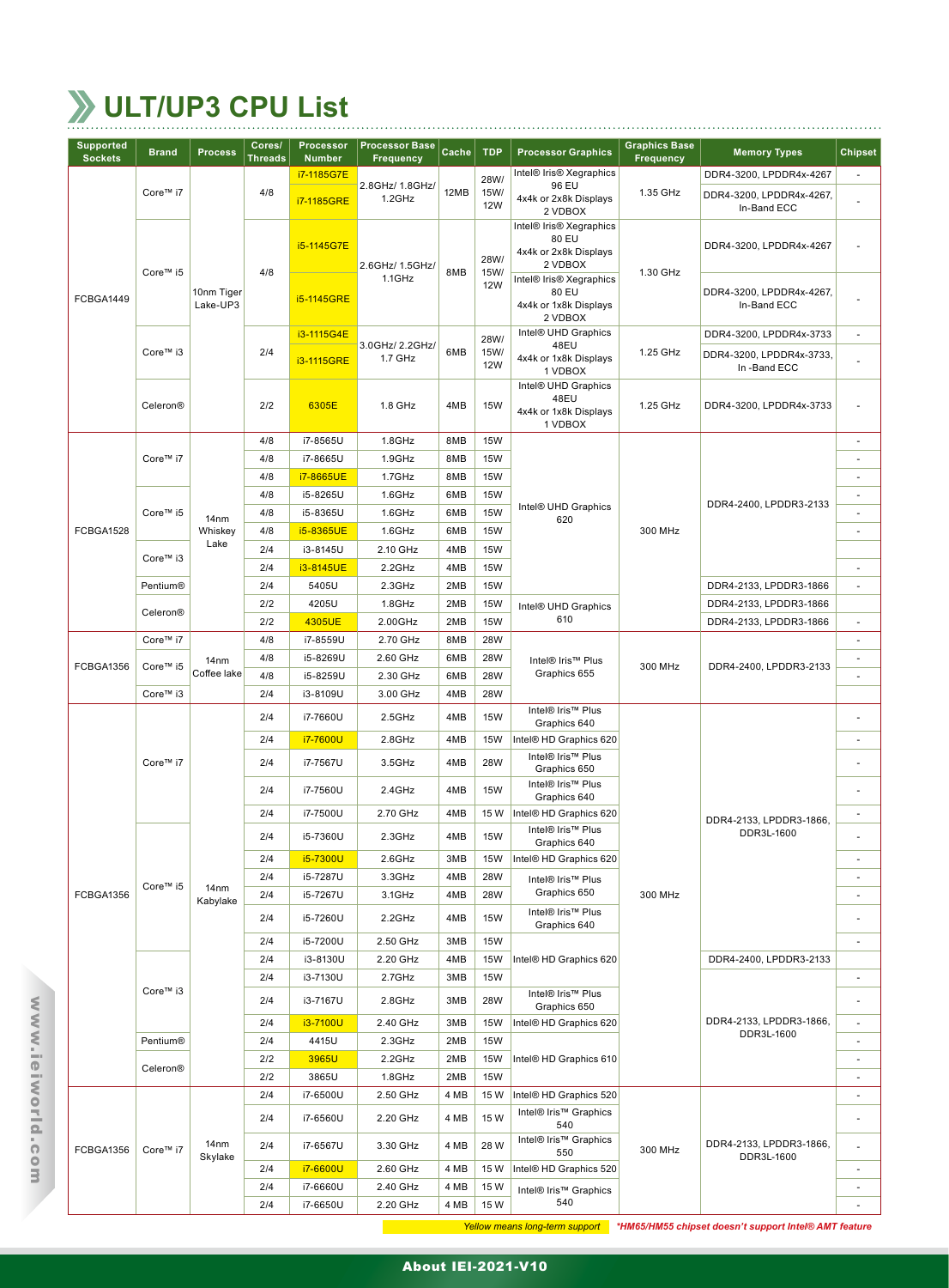# ULT/UP3 CPU List

| Supported Sockets | Brand | Process | Cores/ Threads | Processor Number | Processor Base Frequency | Cache | TDP | Processor Graphics | Graphics Base Frequency | Memory Types | Chipset |
|---|---|---|---|---|---|---|---|---|---|---|---|
| FCBGA1449 | Core™ i7 | 10nm Tiger Lake-UP3 | 4/8 | i7-1185G7E | 2.8GHz/ 1.8GHz/ 1.2GHz | 12MB | 28W/ 15W/ 12W | Intel® Iris® Xegraphics 96 EU 4x4k or 2x8k Displays 2 VDBOX | 1.35 GHz | DDR4-3200, LPDDR4x-4267 | - |
| | | | | i7-1185GRE | | | | | | DDR4-3200, LPDDR4x-4267, In-Band ECC | - |
| | Core™ i5 | | 4/8 | i5-1145G7E | 2.6GHz/ 1.5GHz/ 1.1GHz | 8MB | 28W/ 15W/ 12W | Intel® Iris® Xegraphics 80 EU 4x4k or 2x8k Displays 2 VDBOX | 1.30 GHz | DDR4-3200, LPDDR4x-4267 | - |
| | | | | i5-1145GRE | | | | Intel® Iris® Xegraphics 80 EU 4x4k or 1x8k Displays 2 VDBOX | | DDR4-3200, LPDDR4x-4267, In-Band ECC | - |
| | Core™ i3 | | 2/4 | i3-1115G4E | 3.0GHz/ 2.2GHz/ 1.7 GHz | 6MB | 28W/ 15W/ 12W | Intel® UHD Graphics 48EU 4x4k or 1x8k Displays 1 VDBOX | 1.25 GHz | DDR4-3200, LPDDR4x-3733 | - |
| | | | | i3-1115GRE | | | | | | DDR4-3200, LPDDR4x-3733, In -Band ECC | - |
| | Celeron® | | 2/2 | 6305E | 1.8 GHz | 4MB | 15W | Intel® UHD Graphics 48EU 4x4k or 1x8k Displays 1 VDBOX | 1.25 GHz | DDR4-3200, LPDDR4x-3733 | - |
| FCBGA1528 | Core™ i7 | 14nm Whiskey Lake | 4/8 | i7-8565U | 1.8GHz | 8MB | 15W | Intel® UHD Graphics 620 | 300 MHz | DDR4-2400, LPDDR3-2133 | - |
| | | | 4/8 | i7-8665U | 1.9GHz | 8MB | 15W | | | | - |
| | | | 4/8 | i7-8665UE | 1.7GHz | 8MB | 15W | | | | - |
| | Core™ i5 | | 4/8 | i5-8265U | 1.6GHz | 6MB | 15W | | | | - |
| | | | 4/8 | i5-8365U | 1.6GHz | 6MB | 15W | | | | - |
| | | | 4/8 | i5-8365UE | 1.6GHz | 6MB | 15W | | | | - |
| | Core™ i3 | | 2/4 | i3-8145U | 2.10 GHz | 4MB | 15W | | | | |
| | | | 2/4 | i3-8145UE | 2.2GHz | 4MB | 15W | | | | - |
| | Pentium® | | 2/4 | 5405U | 2.3GHz | 2MB | 15W | | | DDR4-2133, LPDDR3-1866 | - |
| | Celeron® | | 2/2 | 4205U | 1.8GHz | 2MB | 15W | Intel® UHD Graphics 610 | | DDR4-2133, LPDDR3-1866 | |
| | | | 2/2 | 4305UE | 2.00GHz | 2MB | 15W | | | DDR4-2133, LPDDR3-1866 | - |
| FCBGA1356 | Core™ i7 | 14nm Coffee lake | 4/8 | i7-8559U | 2.70 GHz | 8MB | 28W | Intel® Iris™ Plus Graphics 655 | 300 MHz | DDR4-2400, LPDDR3-2133 | - |
| | Core™ i5 | | 4/8 | i5-8269U | 2.60 GHz | 6MB | 28W | | | | - |
| | | | 4/8 | i5-8259U | 2.30 GHz | 6MB | 28W | | | | - |
| | Core™ i3 | | 2/4 | i3-8109U | 3.00 GHz | 4MB | 28W | | | | |
| FCBGA1356 | Core™ i7 | 14nm Kabylake | 2/4 | i7-7660U | 2.5GHz | 4MB | 15W | Intel® Iris™ Plus Graphics 640 | 300 MHz | DDR4-2133, LPDDR3-1866, DDR3L-1600 | - |
| | | | 2/4 | i7-7600U | 2.8GHz | 4MB | 15W | Intel® HD Graphics 620 | | | - |
| | | | 2/4 | i7-7567U | 3.5GHz | 4MB | 28W | Intel® Iris™ Plus Graphics 650 | | | - |
| | | | 2/4 | i7-7560U | 2.4GHz | 4MB | 15W | Intel® Iris™ Plus Graphics 640 | | | - |
| | | | 2/4 | i7-7500U | 2.70 GHz | 4MB | 15 W | Intel® HD Graphics 620 | | | - |
| | Core™ i5 | | 2/4 | i5-7360U | 2.3GHz | 4MB | 15W | Intel® Iris™ Plus Graphics 640 | | | - |
| | | | 2/4 | i5-7300U | 2.6GHz | 3MB | 15W | Intel® HD Graphics 620 | | | - |
| | | | 2/4 | i5-7287U | 3.3GHz | 4MB | 28W | Intel® Iris™ Plus Graphics 650 | | | - |
| | | | 2/4 | i5-7267U | 3.1GHz | 4MB | 28W | | | | - |
| | | | 2/4 | i5-7260U | 2.2GHz | 4MB | 15W | Intel® Iris™ Plus Graphics 640 | | | - |
| | | | 2/4 | i5-7200U | 2.50 GHz | 3MB | 15W | Intel® HD Graphics 620 | | | - |
| | Core™ i3 | | 2/4 | i3-8130U | 2.20 GHz | 4MB | 15W | | | DDR4-2400, LPDDR3-2133 | |
| | | | 2/4 | i3-7130U | 2.7GHz | 3MB | 15W | | | DDR4-2133, LPDDR3-1866, DDR3L-1600 | - |
| | | | 2/4 | i3-7167U | 2.8GHz | 3MB | 28W | Intel® Iris™ Plus Graphics 650 | | | - |
| | | | 2/4 | i3-7100U | 2.40 GHz | 3MB | 15W | Intel® HD Graphics 620 | | | - |
| | Pentium® | | 2/4 | 4415U | 2.3GHz | 2MB | 15W | Intel® HD Graphics 610 | | | - |
| | Celeron® | | 2/2 | 3965U | 2.2GHz | 2MB | 15W | | | | - |
| | | | 2/2 | 3865U | 1.8GHz | 2MB | 15W | | | | - |
| FCBGA1356 | Core™ i7 | 14nm Skylake | 2/4 | i7-6500U | 2.50 GHz | 4 MB | 15 W | Intel® HD Graphics 520 | 300 MHz | DDR4-2133, LPDDR3-1866, DDR3L-1600 | - |
| | | | 2/4 | i7-6560U | 2.20 GHz | 4 MB | 15 W | Intel® Iris™ Graphics 540 | | | - |
| | | | 2/4 | i7-6567U | 3.30 GHz | 4 MB | 28 W | Intel® Iris™ Graphics 550 | | | - |
| | | | 2/4 | i7-6600U | 2.60 GHz | 4 MB | 15 W | Intel® HD Graphics 520 | | | - |
| | | | 2/4 | i7-6660U | 2.40 GHz | 4 MB | 15 W | Intel® Iris™ Graphics 540 | | | - |
| | | | 2/4 | i7-6650U | 2.20 GHz | 4 MB | 15 W | | | | - |

*Yellow means long-term support*  ***HM65/HM55 chipset doesn't support Intel® AMT feature***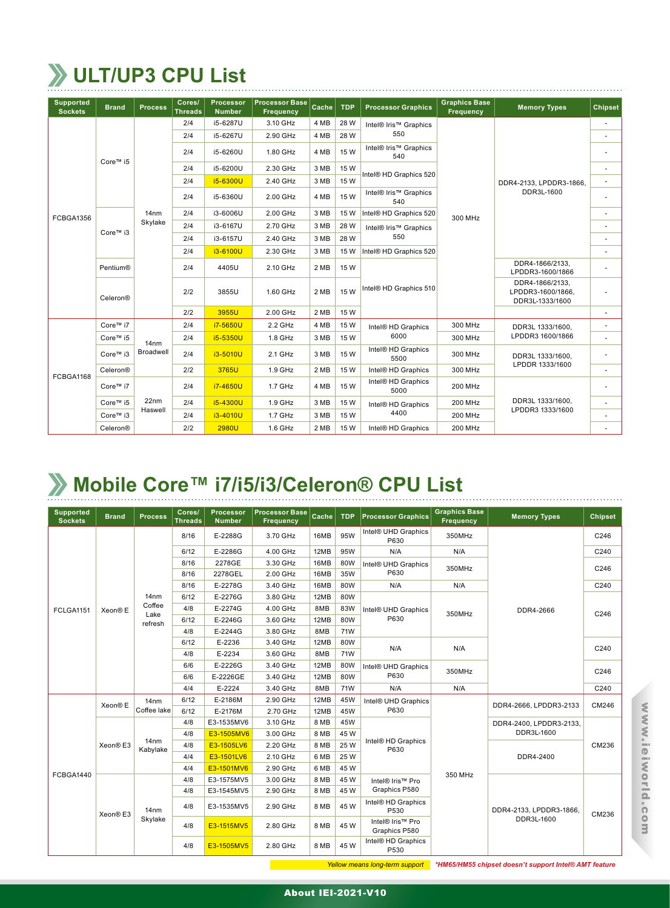# ULT/UP3 CPU List

| Supported Sockets | Brand | Process | Cores/ Threads | Processor Number | Processor Base Frequency | Cache | TDP | Processor Graphics | Graphics Base Frequency | Memory Types | Chipset |
|---|---|---|---|---|---|---|---|---|---|---|---|
| FCBGA1356 | Core™ i5 | 14nm Skylake | 2/4 | i5-6287U | 3.10 GHz | 4 MB | 28 W | Intel® Iris™ Graphics 550 | 300 MHz | DDR4-2133, LPDDR3-1866, DDR3L-1600 | - |
| | | | 2/4 | i5-6267U | 2.90 GHz | 4 MB | 28 W | | | | - |
| | | | 2/4 | i5-6260U | 1.80 GHz | 4 MB | 15 W | Intel® Iris™ Graphics 540 | | | - |
| | | | 2/4 | i5-6200U | 2.30 GHz | 3 MB | 15 W | Intel® HD Graphics 520 | | | - |
| | | | 2/4 | i5-6300U | 2.40 GHz | 3 MB | 15 W | | | | - |
| | | | 2/4 | i5-6360U | 2.00 GHz | 4 MB | 15 W | Intel® Iris™ Graphics 540 | | | - |
| | Core™ i3 | | 2/4 | i3-6006U | 2.00 GHz | 3 MB | 15 W | Intel® HD Graphics 520 | | | - |
| | | | 2/4 | i3-6167U | 2.70 GHz | 3 MB | 28 W | Intel® Iris™ Graphics 550 | | | - |
| | | | 2/4 | i3-6157U | 2.40 GHz | 3 MB | 28 W | | | | - |
| | | | 2/4 | i3-6100U | 2.30 GHz | 3 MB | 15 W | Intel® HD Graphics 520 | | | - |
| | Pentium® | | 2/4 | 4405U | 2.10 GHz | 2 MB | 15 W | Intel® HD Graphics 510 | | DDR4-1866/2133, LPDDR3-1600/1866 | - |
| | Celeron® | | 2/2 | 3855U | 1.60 GHz | 2 MB | 15 W | | | DDR4-1866/2133, LPDDR3-1600/1866, DDR3L-1333/1600 | - |
| | | | 2/2 | 3955U | 2.00 GHz | 2 MB | 15 W | | | | - |
| FCBGA1168 | Core™ i7 | 14nm Broadwell | 2/4 | i7-5650U | 2.2 GHz | 4 MB | 15 W | Intel® HD Graphics 6000 | 300 MHz | DDR3L 1333/1600, LPDDR3 1600/1866 | - |
| | Core™ i5 | | 2/4 | i5-5350U | 1.8 GHz | 3 MB | 15 W | | 300 MHz | | - |
| | Core™ i3 | | 2/4 | i3-5010U | 2.1 GHz | 3 MB | 15 W | Intel® HD Graphics 5500 | 300 MHz | DDR3L 1333/1600, LPDDR 1333/1600 | - |
| | Celeron® | | 2/2 | 3765U | 1.9 GHz | 2 MB | 15 W | Intel® HD Graphics | 300 MHz | | - |
| | Core™ i7 | 22nm Haswell | 2/4 | i7-4650U | 1.7 GHz | 4 MB | 15 W | Intel® HD Graphics 5000 | 200 MHz | DDR3L 1333/1600, LPDDR3 1333/1600 | - |
| | Core™ i5 | | 2/4 | i5-4300U | 1.9 GHz | 3 MB | 15 W | Intel® HD Graphics 4400 | 200 MHz | | - |
| | Core™ i3 | | 2/4 | i3-4010U | 1.7 GHz | 3 MB | 15 W | | 200 MHz | | - |
| | Celeron® | | 2/2 | 2980U | 1.6 GHz | 2 MB | 15 W | Intel® HD Graphics | 200 MHz | | - |

# Mobile Core™ i7/i5/i3/Celeron® CPU List

| Supported Sockets | Brand | Process | Cores/ Threads | Processor Number | Processor Base Frequency | Cache | TDP | Processor Graphics | Graphics Base Frequency | Memory Types | Chipset |
|---|---|---|---|---|---|---|---|---|---|---|---|
| FCLGA1151 | Xeon® E | 14nm Coffee Lake refresh | 8/16 | E-2288G | 3.70 GHz | 16MB | 95W | Intel® UHD Graphics P630 | 350MHz | DDR4-2666 | C246 |
| | | | 6/12 | E-2286G | 4.00 GHz | 12MB | 95W | N/A | N/A | | C240 |
| | | | 8/16 | 2278GE | 3.30 GHz | 16MB | 80W | Intel® UHD Graphics P630 | 350MHz | | C246 |
| | | | 8/16 | 2278GEL | 2.00 GHz | 16MB | 35W | | | | |
| | | | 8/16 | E-2278G | 3.40 GHz | 16MB | 80W | N/A | N/A | | C240 |
| | | | 6/12 | E-2276G | 3.80 GHz | 12MB | 80W | Intel® UHD Graphics P630 | 350MHz | | C246 |
| | | | 4/8 | E-2274G | 4.00 GHz | 8MB | 83W | | | | |
| | | | 6/12 | E-2246G | 3.60 GHz | 12MB | 80W | | | | |
| | | | 4/8 | E-2244G | 3.80 GHz | 8MB | 71W | | | | |
| | | | 6/12 | E-2236 | 3.40 GHz | 12MB | 80W | N/A | N/A | | C240 |
| | | | 4/8 | E-2234 | 3.60 GHz | 8MB | 71W | | | | |
| | | | 6/6 | E-2226G | 3.40 GHz | 12MB | 80W | Intel® UHD Graphics P630 | 350MHz | | C246 |
| | | | 6/6 | E-2226GE | 3.40 GHz | 12MB | 80W | | | | |
| | | | 4/4 | E-2224 | 3.40 GHz | 8MB | 71W | N/A | N/A | | C240 |
| FCBGA1440 | Xeon® E | 14nm Coffee lake | 6/12 | E-2186M | 2.90 GHz | 12MB | 45W | Intel® UHD Graphics P630 | 350 MHz | DDR4-2666, LPDDR3-2133 | CM246 |
| | | | 6/12 | E-2176M | 2.70 GHz | 12MB | 45W | | | | |
| | Xeon® E3 | 14nm Kabylake | 4/8 | E3-1535MV6 | 3.10 GHz | 8 MB | 45W | Intel® HD Graphics P630 | | DDR4-2400, LPDDR3-2133, DDR3L-1600 | CM236 |
| | | | 4/8 | E3-1505MV6 | 3.00 GHz | 8 MB | 45 W | | | | |
| | | | 4/8 | E3-1505LV6 | 2.20 GHz | 8 MB | 25 W | | | DDR4-2400 | |
| | | | 4/4 | E3-1501LV6 | 2.10 GHz | 6 MB | 25 W | | | | |
| | | | 4/4 | E3-1501MV6 | 2.90 GHz | 6 MB | 45 W | | | | |
| | Xeon® E3 | 14nm Skylake | 4/8 | E3-1575MV5 | 3.00 GHz | 8 MB | 45 W | Intel® Iris™ Pro Graphics P580 | | DDR4-2133, LPDDR3-1866, DDR3L-1600 | CM236 |
| | | | 4/8 | E3-1545MV5 | 2.90 GHz | 8 MB | 45 W | | | | |
| | | | 4/8 | E3-1535MV5 | 2.90 GHz | 8 MB | 45 W | Intel® HD Graphics P530 | | | |
| | | | 4/8 | E3-1515MV5 | 2.80 GHz | 8 MB | 45 W | Intel® Iris™ Pro Graphics P580 | | | |
| | | | 4/8 | E3-1505MV5 | 2.80 GHz | 8 MB | 45 W | Intel® HD Graphics P530 | | | |

*Yellow means long-term support* *\*HM65/HM55 chipset doesn't support Intel® AMT feature*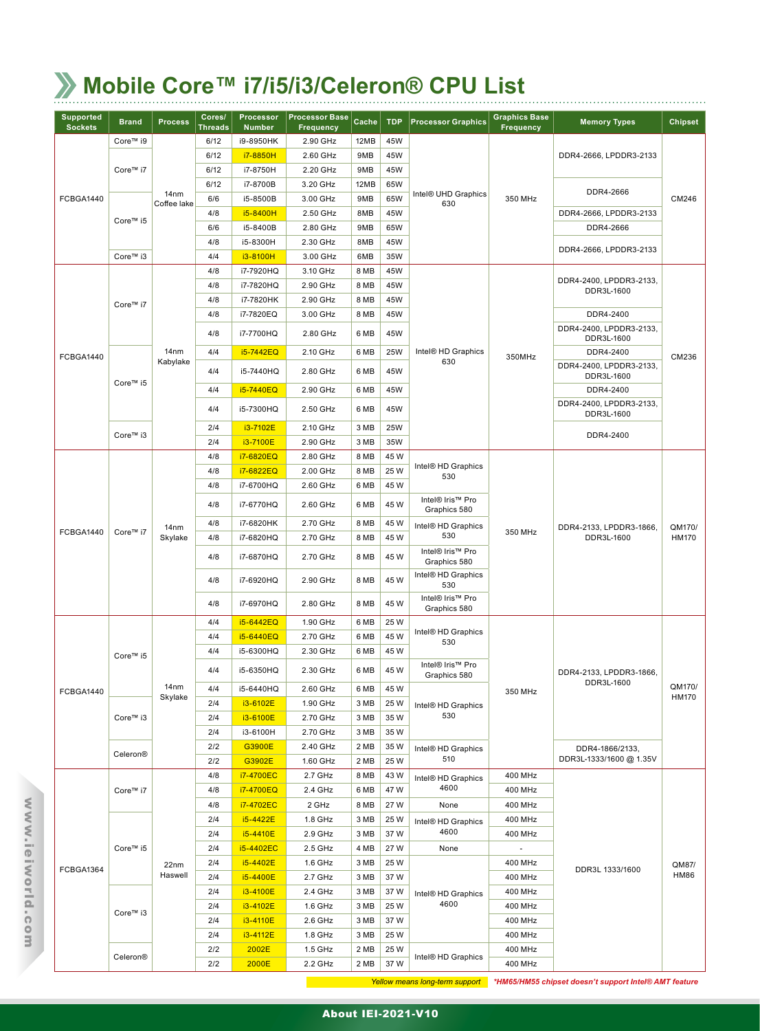# Mobile Core™ i7/i5/i3/Celeron® CPU List

| Supported Sockets | Brand | Process | Cores/ Threads | Processor Number | Processor Base Frequency | Cache | TDP | Processor Graphics | Graphics Base Frequency | Memory Types | Chipset |
|---|---|---|---|---|---|---|---|---|---|---|---|
| FCBGA1440 | Core™ i9 | 14nm Coffee lake | 6/12 | i9-8950HK | 2.90 GHz | 12MB | 45W | Intel® UHD Graphics 630 | 350 MHz | DDR4-2666, LPDDR3-2133 | CM246 |
| | Core™ i7 | | 6/12 | i7-8850H | 2.60 GHz | 9MB | 45W | | | DDR4-2666, LPDDR3-2133 | |
| | | | 6/12 | i7-8750H | 2.20 GHz | 9MB | 45W | | | DDR4-2666, LPDDR3-2133 | |
| | | | 6/12 | i7-8700B | 3.20 GHz | 12MB | 65W | | | DDR4-2666 | |
| | Core™ i5 | | 6/6 | i5-8500B | 3.00 GHz | 9MB | 65W | | | DDR4-2666 | |
| | | | 4/8 | i5-8400H | 2.50 GHz | 8MB | 45W | | | DDR4-2666, LPDDR3-2133 | |
| | | | 6/6 | i5-8400B | 2.80 GHz | 9MB | 65W | | | DDR4-2666 | |
| | | | 4/8 | i5-8300H | 2.30 GHz | 8MB | 45W | | | DDR4-2666, LPDDR3-2133 | |
| | Core™ i3 | | 4/4 | i3-8100H | 3.00 GHz | 6MB | 35W | | | DDR4-2666, LPDDR3-2133 | |
| FCBGA1440 | Core™ i7 | 14nm Kabylake | 4/8 | i7-7920HQ | 3.10 GHz | 8 MB | 45W | Intel® HD Graphics 630 | 350MHz | DDR4-2400, LPDDR3-2133, DDR3L-1600 | CM236 |
| | | | 4/8 | i7-7820HQ | 2.90 GHz | 8 MB | 45W | | | DDR4-2400, LPDDR3-2133, DDR3L-1600 | |
| | | | 4/8 | i7-7820HK | 2.90 GHz | 8 MB | 45W | | | DDR4-2400, LPDDR3-2133, DDR3L-1600 | |
| | | | 4/8 | i7-7820EQ | 3.00 GHz | 8 MB | 45W | | | DDR4-2400 | |
| | | | 4/8 | i7-7700HQ | 2.80 GHz | 6 MB | 45W | | | DDR4-2400, LPDDR3-2133, DDR3L-1600 | |
| | Core™ i5 | | 4/4 | i5-7442EQ | 2.10 GHz | 6 MB | 25W | | | DDR4-2400 | |
| | | | 4/4 | i5-7440HQ | 2.80 GHz | 6 MB | 45W | | | DDR4-2400, LPDDR3-2133, DDR3L-1600 | |
| | | | 4/4 | i5-7440EQ | 2.90 GHz | 6 MB | 45W | | | DDR4-2400 | |
| | | | 4/4 | i5-7300HQ | 2.50 GHz | 6 MB | 45W | | | DDR4-2400, LPDDR3-2133, DDR3L-1600 | |
| | Core™ i3 | | 2/4 | i3-7102E | 2.10 GHz | 3 MB | 25W | | | DDR4-2400 | |
| | | | 2/4 | i3-7100E | 2.90 GHz | 3 MB | 35W | | | DDR4-2400 | |
| FCBGA1440 | Core™ i7 | 14nm Skylake | 4/8 | i7-6820EQ | 2.80 GHz | 8 MB | 45 W | Intel® HD Graphics 530 | 350 MHz | DDR4-2133, LPDDR3-1866, DDR3L-1600 | QM170/ HM170 |
| | | | 4/8 | i7-6822EQ | 2.00 GHz | 8 MB | 25 W | Intel® HD Graphics 530 | | | |
| | | | 4/8 | i7-6700HQ | 2.60 GHz | 6 MB | 45 W | Intel® HD Graphics 530 | | | |
| | | | 4/8 | i7-6770HQ | 2.60 GHz | 6 MB | 45 W | Intel® Iris™ Pro Graphics 580 | | | |
| | | | 4/8 | i7-6820HK | 2.70 GHz | 8 MB | 45 W | Intel® HD Graphics 530 | | | |
| | | | 4/8 | i7-6820HQ | 2.70 GHz | 8 MB | 45 W | Intel® HD Graphics 530 | | | |
| | | | 4/8 | i7-6870HQ | 2.70 GHz | 8 MB | 45 W | Intel® Iris™ Pro Graphics 580 | | | |
| | | | 4/8 | i7-6920HQ | 2.90 GHz | 8 MB | 45 W | Intel® HD Graphics 530 | | | |
| | | | 4/8 | i7-6970HQ | 2.80 GHz | 8 MB | 45 W | Intel® Iris™ Pro Graphics 580 | | | |
| FCBGA1440 | Core™ i5 | 14nm Skylake | 4/4 | i5-6442EQ | 1.90 GHz | 6 MB | 25 W | Intel® HD Graphics 530 | 350 MHz | DDR4-2133, LPDDR3-1866, DDR3L-1600 | QM170/ HM170 |
| | | | 4/4 | i5-6440EQ | 2.70 GHz | 6 MB | 45 W | Intel® HD Graphics 530 | | | |
| | | | 4/4 | i5-6300HQ | 2.30 GHz | 6 MB | 45 W | Intel® HD Graphics 530 | | | |
| | | | 4/4 | i5-6350HQ | 2.30 GHz | 6 MB | 45 W | Intel® Iris™ Pro Graphics 580 | | | |
| | | | 4/4 | i5-6440HQ | 2.60 GHz | 6 MB | 45 W | Intel® HD Graphics 530 | | | |
| | Core™ i3 | | 2/4 | i3-6102E | 1.90 GHz | 3 MB | 25 W | Intel® HD Graphics 530 | | | |
| | | | 2/4 | i3-6100E | 2.70 GHz | 3 MB | 35 W | Intel® HD Graphics 530 | | | |
| | | | 2/4 | i3-6100H | 2.70 GHz | 3 MB | 35 W | Intel® HD Graphics 530 | | | |
| | Celeron® | | 2/2 | G3900E | 2.40 GHz | 2 MB | 35 W | Intel® HD Graphics 510 | | DDR4-1866/2133, DDR3L-1333/1600 @ 1.35V | |
| | | | 2/2 | G3902E | 1.60 GHz | 2 MB | 25 W | Intel® HD Graphics 510 | | DDR4-1866/2133, DDR3L-1333/1600 @ 1.35V | |
| FCBGA1364 | Core™ i7 | 22nm Haswell | 4/8 | i7-4700EC | 2.7 GHz | 8 MB | 43 W | Intel® HD Graphics 4600 | 400 MHz | DDR3L 1333/1600 | QM87/ HM86 |
| | | | 4/8 | i7-4700EQ | 2.4 GHz | 6 MB | 47 W | Intel® HD Graphics 4600 | 400 MHz | | |
| | | | 4/8 | i7-4702EC | 2 GHz | 8 MB | 27 W | None | 400 MHz | | |
| | Core™ i5 | | 2/4 | i5-4422E | 1.8 GHz | 3 MB | 25 W | Intel® HD Graphics 4600 | 400 MHz | | |
| | | | 2/4 | i5-4410E | 2.9 GHz | 3 MB | 37 W | Intel® HD Graphics 4600 | 400 MHz | | |
| | | | 2/4 | i5-4402EC | 2.5 GHz | 4 MB | 27 W | None | - | | |
| | | | 2/4 | i5-4402E | 1.6 GHz | 3 MB | 25 W | Intel® HD Graphics 4600 | 400 MHz | | |
| | | | 2/4 | i5-4400E | 2.7 GHz | 3 MB | 37 W | Intel® HD Graphics 4600 | 400 MHz | | |
| | Core™ i3 | | 2/4 | i3-4100E | 2.4 GHz | 3 MB | 37 W | Intel® HD Graphics 4600 | 400 MHz | | |
| | | | 2/4 | i3-4102E | 1.6 GHz | 3 MB | 25 W | Intel® HD Graphics 4600 | 400 MHz | | |
| | | | 2/4 | i3-4110E | 2.6 GHz | 3 MB | 37 W | Intel® HD Graphics 4600 | 400 MHz | | |
| | | | 2/4 | i3-4112E | 1.8 GHz | 3 MB | 25 W | Intel® HD Graphics 4600 | 400 MHz | | |
| | Celeron® | | 2/2 | 2002E | 1.5 GHz | 2 MB | 25 W | Intel® HD Graphics | 400 MHz | | |
| | | | 2/2 | 2000E | 2.2 GHz | 2 MB | 37 W | Intel® HD Graphics | 400 MHz | | |

*Yellow means long-term support*  *HM65/HM55 chipset doesn't support Intel® AMT feature*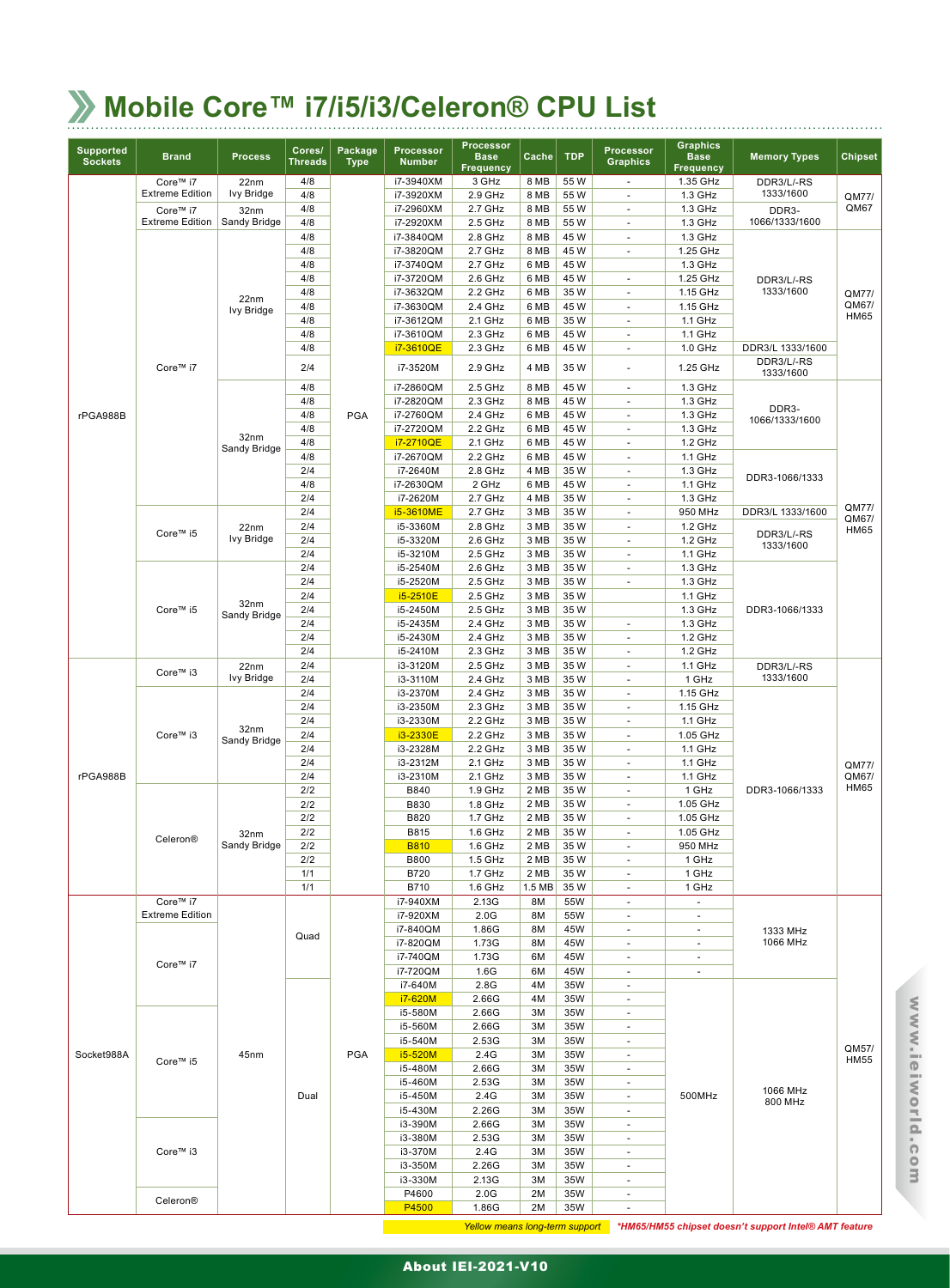# Mobile Core™ i7/i5/i3/Celeron® CPU List

| Supported Sockets | Brand | Process | Cores/ Threads | Package Type | Processor Number | Processor Base Frequency | Cache | TDP | Processor Graphics | Graphics Base Frequency | Memory Types | Chipset |
|---|---|---|---|---|---|---|---|---|---|---|---|---|
| rPGA988B | Core™ i7 Extreme Edition | 22nm Ivy Bridge | 4/8 | PGA | i7-3940XM | 3 GHz | 8 MB | 55 W | - | 1.35 GHz | DDR3/L/-RS 1333/1600 | QM77/ QM67 |
| | | | 4/8 | | i7-3920XM | 2.9 GHz | 8 MB | 55 W | - | 1.3 GHz | | |
| | Core™ i7 Extreme Edition | 32nm Sandy Bridge | 4/8 | | i7-2960XM | 2.7 GHz | 8 MB | 55 W | - | 1.3 GHz | DDR3-1066/1333/1600 | |
| | | | 4/8 | | i7-2920XM | 2.5 GHz | 8 MB | 55 W | - | 1.3 GHz | | |
| | Core™ i7 | 22nm Ivy Bridge | 4/8 | | i7-3840QM | 2.8 GHz | 8 MB | 45 W | - | 1.3 GHz | DDR3/L/-RS 1333/1600 | QM77/ QM67/ HM65 |
| | | | 4/8 | | i7-3820QM | 2.7 GHz | 8 MB | 45 W | - | 1.25 GHz | | |
| | | | 4/8 | | i7-3740QM | 2.7 GHz | 6 MB | 45 W | | 1.3 GHz | | |
| | | | 4/8 | | i7-3720QM | 2.6 GHz | 6 MB | 45 W | - | 1.25 GHz | | |
| | | | 4/8 | | i7-3632QM | 2.2 GHz | 6 MB | 35 W | - | 1.15 GHz | | |
| | | | 4/8 | | i7-3630QM | 2.4 GHz | 6 MB | 45 W | - | 1.15 GHz | | |
| | | | 4/8 | | i7-3612QM | 2.1 GHz | 6 MB | 35 W | - | 1.1 GHz | | |
| | | | 4/8 | | i7-3610QM | 2.3 GHz | 6 MB | 45 W | - | 1.1 GHz | | |
| | | | 4/8 | | i7-3610QE | 2.3 GHz | 6 MB | 45 W | - | 1.0 GHz | DDR3/L 1333/1600 | |
| | | | 2/4 | | i7-3520M | 2.9 GHz | 4 MB | 35 W | - | 1.25 GHz | DDR3/L/-RS 1333/1600 | |
| | | 32nm Sandy Bridge | 4/8 | | i7-2860QM | 2.5 GHz | 8 MB | 45 W | - | 1.3 GHz | DDR3-1066/1333/1600 | QM77/ QM67/ HM65 |
| | | | 4/8 | | i7-2820QM | 2.3 GHz | 8 MB | 45 W | - | 1.3 GHz | | |
| | | | 4/8 | | i7-2760QM | 2.4 GHz | 6 MB | 45 W | - | 1.3 GHz | | |
| | | | 4/8 | | i7-2720QM | 2.2 GHz | 6 MB | 45 W | - | 1.3 GHz | | |
| | | | 4/8 | | i7-2710QE | 2.1 GHz | 6 MB | 45 W | - | 1.2 GHz | | |
| | | | 4/8 | | i7-2670QM | 2.2 GHz | 6 MB | 45 W | - | 1.1 GHz | DDR3-1066/1333 | |
| | | | 2/4 | | i7-2640M | 2.8 GHz | 4 MB | 35 W | - | 1.3 GHz | | |
| | | | 4/8 | | i7-2630QM | 2 GHz | 6 MB | 45 W | - | 1.1 GHz | | |
| | | | 2/4 | | i7-2620M | 2.7 GHz | 4 MB | 35 W | - | 1.3 GHz | | |
| | Core™ i5 | 22nm Ivy Bridge | 2/4 | | i5-3610ME | 2.7 GHz | 3 MB | 35 W | - | 950 MHz | DDR3/L 1333/1600 | |
| | | | 2/4 | | i5-3360M | 2.8 GHz | 3 MB | 35 W | - | 1.2 GHz | DDR3/L/-RS 1333/1600 | |
| | | | 2/4 | | i5-3320M | 2.6 GHz | 3 MB | 35 W | - | 1.2 GHz | | |
| | | | 2/4 | | i5-3210M | 2.5 GHz | 3 MB | 35 W | - | 1.1 GHz | | |
| | Core™ i5 | 32nm Sandy Bridge | 2/4 | | i5-2540M | 2.6 GHz | 3 MB | 35 W | - | 1.3 GHz | DDR3-1066/1333 | |
| | | | 2/4 | | i5-2520M | 2.5 GHz | 3 MB | 35 W | - | 1.3 GHz | | |
| | | | 2/4 | | i5-2510E | 2.5 GHz | 3 MB | 35 W | | 1.1 GHz | | |
| | | | 2/4 | | i5-2450M | 2.5 GHz | 3 MB | 35 W | | 1.3 GHz | | |
| | | | 2/4 | | i5-2435M | 2.4 GHz | 3 MB | 35 W | - | 1.3 GHz | | |
| | | | 2/4 | | i5-2430M | 2.4 GHz | 3 MB | 35 W | - | 1.2 GHz | | |
| | | | 2/4 | | i5-2410M | 2.3 GHz | 3 MB | 35 W | - | 1.2 GHz | | |
| rPGA988B | Core™ i3 | 22nm Ivy Bridge | 2/4 | | i3-3120M | 2.5 GHz | 3 MB | 35 W | - | 1.1 GHz | DDR3/L/-RS 1333/1600 | QM77/ QM67/ HM65 |
| | | | 2/4 | | i3-3110M | 2.4 GHz | 3 MB | 35 W | - | 1 GHz | | |
| | Core™ i3 | 32nm Sandy Bridge | 2/4 | | i3-2370M | 2.4 GHz | 3 MB | 35 W | - | 1.15 GHz | DDR3-1066/1333 | |
| | | | 2/4 | | i3-2350M | 2.3 GHz | 3 MB | 35 W | - | 1.15 GHz | | |
| | | | 2/4 | | i3-2330M | 2.2 GHz | 3 MB | 35 W | - | 1.1 GHz | | |
| | | | 2/4 | | i3-2330E | 2.2 GHz | 3 MB | 35 W | - | 1.05 GHz | | |
| | | | 2/4 | | i3-2328M | 2.2 GHz | 3 MB | 35 W | - | 1.1 GHz | | |
| | | | 2/4 | | i3-2312M | 2.1 GHz | 3 MB | 35 W | - | 1.1 GHz | | |
| | | | 2/4 | | i3-2310M | 2.1 GHz | 3 MB | 35 W | - | 1.1 GHz | | |
| | Celeron® | 32nm Sandy Bridge | 2/2 | | B840 | 1.9 GHz | 2 MB | 35 W | - | 1 GHz | | |
| | | | 2/2 | | B830 | 1.8 GHz | 2 MB | 35 W | - | 1.05 GHz | | |
| | | | 2/2 | | B820 | 1.7 GHz | 2 MB | 35 W | - | 1.05 GHz | | |
| | | | 2/2 | | B815 | 1.6 GHz | 2 MB | 35 W | - | 1.05 GHz | | |
| | | | 2/2 | | B810 | 1.6 GHz | 2 MB | 35 W | - | 950 MHz | | |
| | | | 2/2 | | B800 | 1.5 GHz | 2 MB | 35 W | - | 1 GHz | | |
| | | | 1/1 | | B720 | 1.7 GHz | 2 MB | 35 W | - | 1 GHz | | |
| | | | 1/1 | | B710 | 1.6 GHz | 1.5 MB | 35 W | - | 1 GHz | | |
| Socket988A | Core™ i7 Extreme Edition | 45nm | Quad | PGA | i7-940XM | 2.13G | 8M | 55W | - | - | 1333 MHz 1066 MHz | QM57/ HM55 |
| | | | | | i7-920XM | 2.0G | 8M | 55W | - | - | | |
| | Core™ i7 | | | | i7-840QM | 1.86G | 8M | 45W | - | - | | |
| | | | | | i7-820QM | 1.73G | 8M | 45W | - | - | | |
| | | | | | i7-740QM | 1.73G | 6M | 45W | - | - | | |
| | | | | | i7-720QM | 1.6G | 6M | 45W | - | - | | |
| | | | Dual | | i7-640M | 2.8G | 4M | 35W | - | 500MHz | 1066 MHz 800 MHz | |
| | | | | | i7-620M | 2.66G | 4M | 35W | - | | | |
| | Core™ i5 | | | | i5-580M | 2.66G | 3M | 35W | - | | | |
| | | | | | i5-560M | 2.66G | 3M | 35W | - | | | |
| | | | | | i5-540M | 2.53G | 3M | 35W | - | | | |
| | | | | | i5-520M | 2.4G | 3M | 35W | - | | | |
| | | | | | i5-480M | 2.66G | 3M | 35W | - | | | |
| | | | | | i5-460M | 2.53G | 3M | 35W | - | | | |
| | | | | | i5-450M | 2.4G | 3M | 35W | - | | | |
| | | | | | i5-430M | 2.26G | 3M | 35W | - | | | |
| | Core™ i3 | | | | i3-390M | 2.66G | 3M | 35W | - | | | |
| | | | | | i3-380M | 2.53G | 3M | 35W | - | | | |
| | | | | | i3-370M | 2.4G | 3M | 35W | - | | | |
| | | | | | i3-350M | 2.26G | 3M | 35W | - | | | |
| | | | | | i3-330M | 2.13G | 3M | 35W | - | | | |
| | Celeron® | | | | P4600 | 2.0G | 2M | 35W | - | | | |
| | | | | | P4500 | 1.86G | 2M | 35W | - | | | |

*Yellow means long-term support* *HM65/HM55 chipset doesn't support Intel® AMT feature*